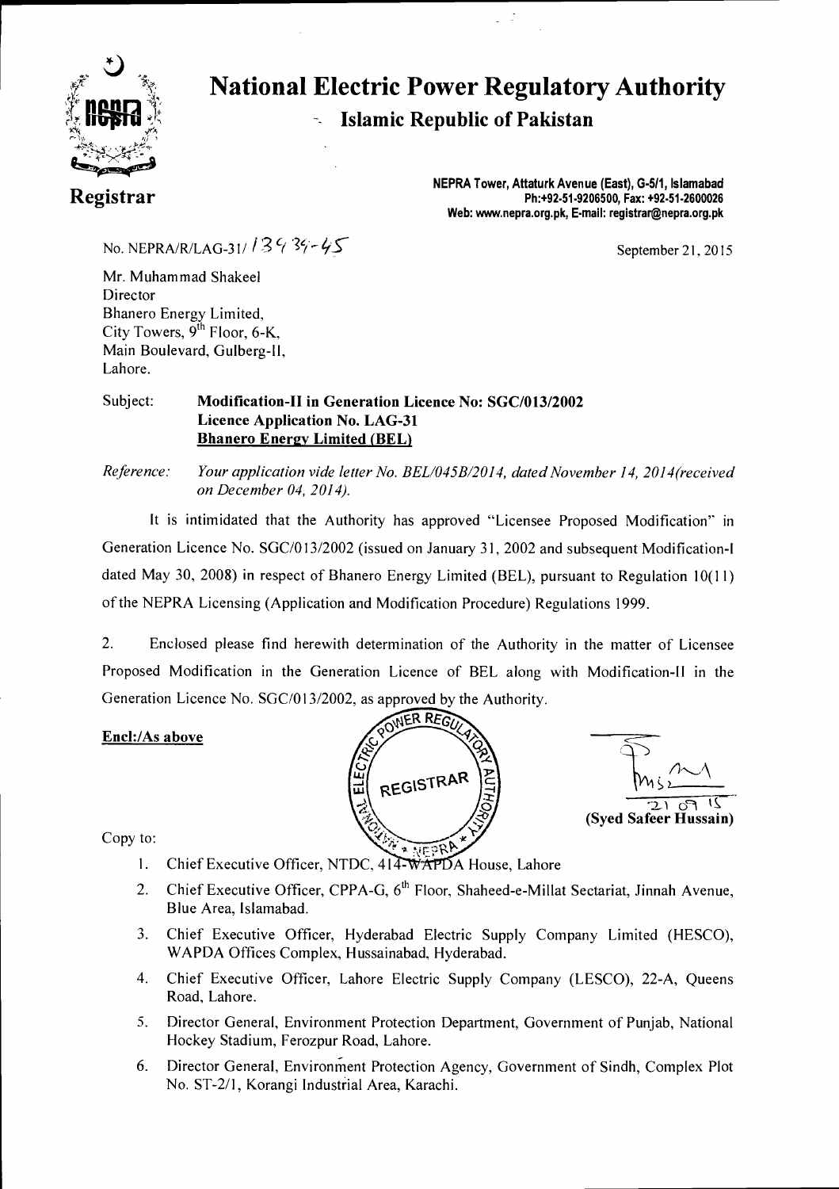# National Electric Power Regulatory Authority

## Islamic Republic of Pakistan

**Registrar**

**NEPRA Tower, Attaturk Avenue (East), G-5/1, Islamabad**
**Ph:+92-51-9206500, Fax: +92-51-2600026**
**Web: www.nepra.org.pk, E-mail: registrar@nepra.org.pk**

No. NEPRA/R/LAG-31/ 13939-45

September 21, 2015

Mr. Muhammad Shakeel
Director
Bhanero Energy Limited,
City Towers, 9th Floor, 6-K,
Main Boulevard, Gulberg-II,
Lahore.

Subject: **Modification-II in Generation Licence No: SGC/013/2002**
**Licence Application No. LAG-31**
**Bhanero Energy Limited (BEL)**

*Reference: Your application vide letter No. BEL/045B/2014, dated November 14, 2014(received on December 04, 2014).*

It is intimidated that the Authority has approved "Licensee Proposed Modification" in Generation Licence No. SGC/013/2002 (issued on January 31, 2002 and subsequent Modification-I dated May 30, 2008) in respect of Bhanero Energy Limited (BEL), pursuant to Regulation 10(11) of the NEPRA Licensing (Application and Modification Procedure) Regulations 1999.

2. Enclosed please find herewith determination of the Authority in the matter of Licensee Proposed Modification in the Generation Licence of BEL along with Modification-II in the Generation Licence No. SGC/013/2002, as approved by the Authority.

**Encl:/As above**

21 09 15
**(Syed Safeer Hussain)**

Copy to:

1. Chief Executive Officer, NTDC, 414-WAPDA House, Lahore
2. Chief Executive Officer, CPPA-G, 6th Floor, Shaheed-e-Millat Sectariat, Jinnah Avenue, Blue Area, Islamabad.
3. Chief Executive Officer, Hyderabad Electric Supply Company Limited (HESCO), WAPDA Offices Complex, Hussainabad, Hyderabad.
4. Chief Executive Officer, Lahore Electric Supply Company (LESCO), 22-A, Queens Road, Lahore.
5. Director General, Environment Protection Department, Government of Punjab, National Hockey Stadium, Ferozpur Road, Lahore.
6. Director General, Environment Protection Agency, Government of Sindh, Complex Plot No. ST-2/1, Korangi Industrial Area, Karachi.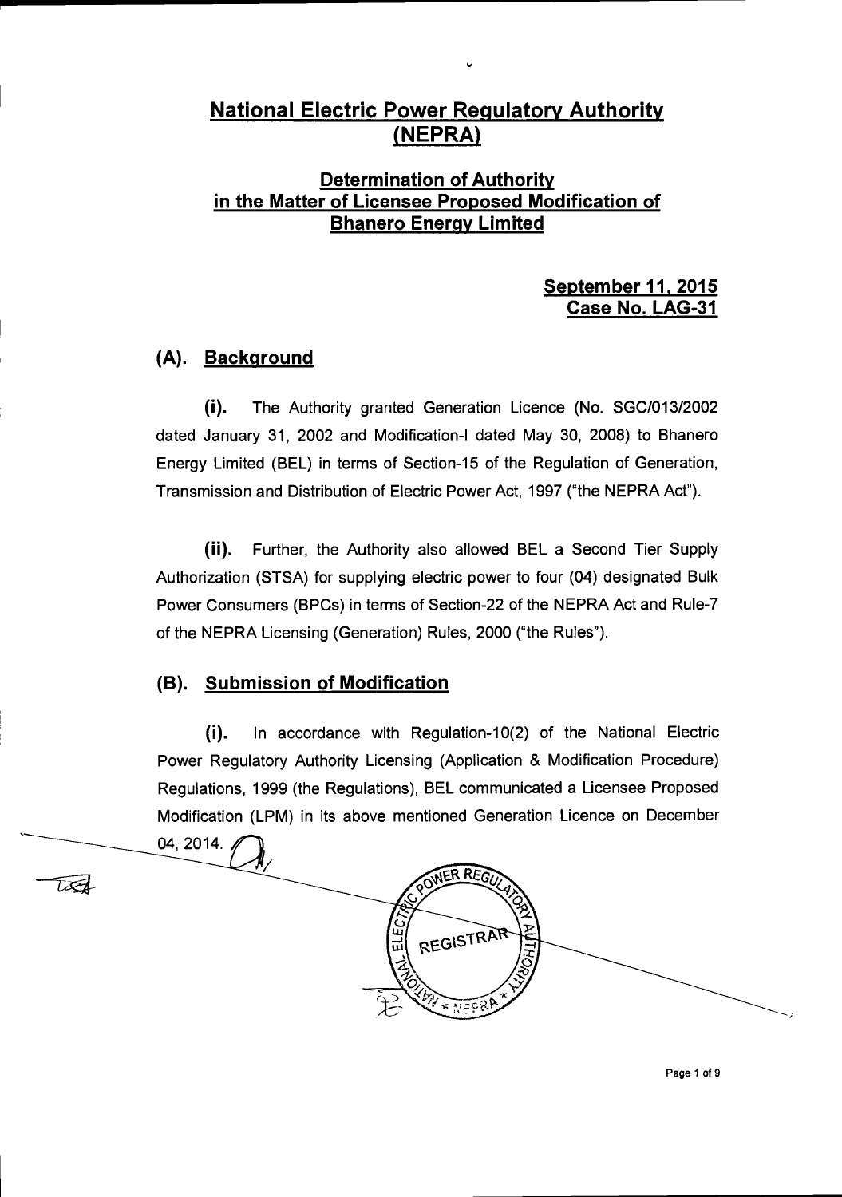# National Electric Power Regulatory Authority (NEPRA)

## Determination of Authority in the Matter of Licensee Proposed Modification of Bhanero Energy Limited

**September 11, 2015**
**Case No. LAG-31**

### (A). Background

**(i).** The Authority granted Generation Licence (No. SGC/013/2002 dated January 31, 2002 and Modification-I dated May 30, 2008) to Bhanero Energy Limited (BEL) in terms of Section-15 of the Regulation of Generation, Transmission and Distribution of Electric Power Act, 1997 ("the NEPRA Act").

**(ii).** Further, the Authority also allowed BEL a Second Tier Supply Authorization (STSA) for supplying electric power to four (04) designated Bulk Power Consumers (BPCs) in terms of Section-22 of the NEPRA Act and Rule-7 of the NEPRA Licensing (Generation) Rules, 2000 ("the Rules").

### (B). Submission of Modification

**(i).** In accordance with Regulation-10(2) of the National Electric Power Regulatory Authority Licensing (Application & Modification Procedure) Regulations, 1999 (the Regulations), BEL communicated a Licensee Proposed Modification (LPM) in its above mentioned Generation Licence on December 04, 2014.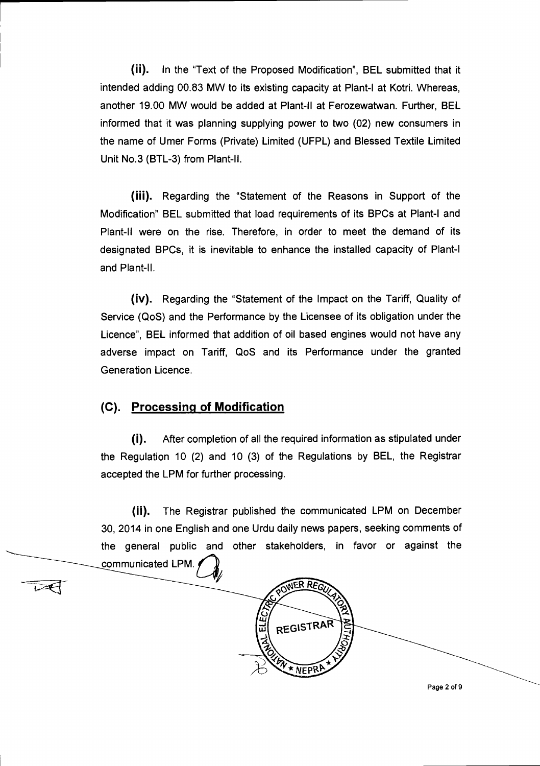**(ii).** In the "Text of the Proposed Modification", BEL submitted that it intended adding 00.83 MW to its existing capacity at Plant-I at Kotri. Whereas, another 19.00 MW would be added at Plant-II at Ferozewatwan. Further, BEL informed that it was planning supplying power to two (02) new consumers in the name of Umer Forms (Private) Limited (UFPL) and Blessed Textile Limited Unit No.3 (BTL-3) from Plant-II.

**(iii).** Regarding the "Statement of the Reasons in Support of the Modification" BEL submitted that load requirements of its BPCs at Plant-I and Plant-II were on the rise. Therefore, in order to meet the demand of its designated BPCs, it is inevitable to enhance the installed capacity of Plant-I and Plant-II.

**(iv).** Regarding the "Statement of the Impact on the Tariff, Quality of Service (QoS) and the Performance by the Licensee of its obligation under the Licence", BEL informed that addition of oil based engines would not have any adverse impact on Tariff, QoS and its Performance under the granted Generation Licence.

## (C). Processing of Modification

**(i).** After completion of all the required information as stipulated under the Regulation 10 (2) and 10 (3) of the Regulations by BEL, the Registrar accepted the LPM for further processing.

**(ii).** The Registrar published the communicated LPM on December 30, 2014 in one English and one Urdu daily news papers, seeking comments of the general public and other stakeholders, in favor or against the communicated LPM.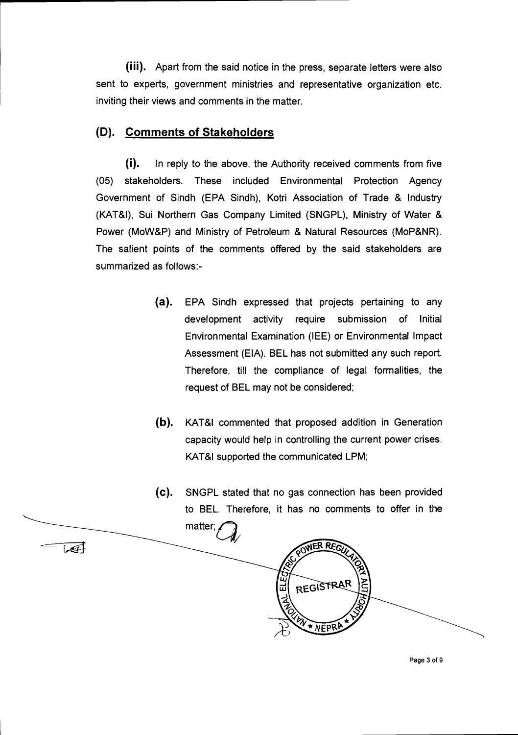**(iii).** Apart from the said notice in the press, separate letters were also sent to experts, government ministries and representative organization etc. inviting their views and comments in the matter.

## (D). Comments of Stakeholders

**(i).** In reply to the above, the Authority received comments from five (05) stakeholders. These included Environmental Protection Agency Government of Sindh (EPA Sindh), Kotri Association of Trade & Industry (KAT&I), Sui Northern Gas Company Limited (SNGPL), Ministry of Water & Power (MoW&P) and Ministry of Petroleum & Natural Resources (MoP&NR). The salient points of the comments offered by the said stakeholders are summarized as follows:-

> **(a).** EPA Sindh expressed that projects pertaining to any development activity require submission of Initial Environmental Examination (IEE) or Environmental Impact Assessment (EIA). BEL has not submitted any such report. Therefore, till the compliance of legal formalities, the request of BEL may not be considered;
>
> **(b).** KAT&I commented that proposed addition in Generation capacity would help in controlling the current power crises. KAT&I supported the communicated LPM;
>
> **(c).** SNGPL stated that no gas connection has been provided to BEL. Therefore, it has no comments to offer in the matter;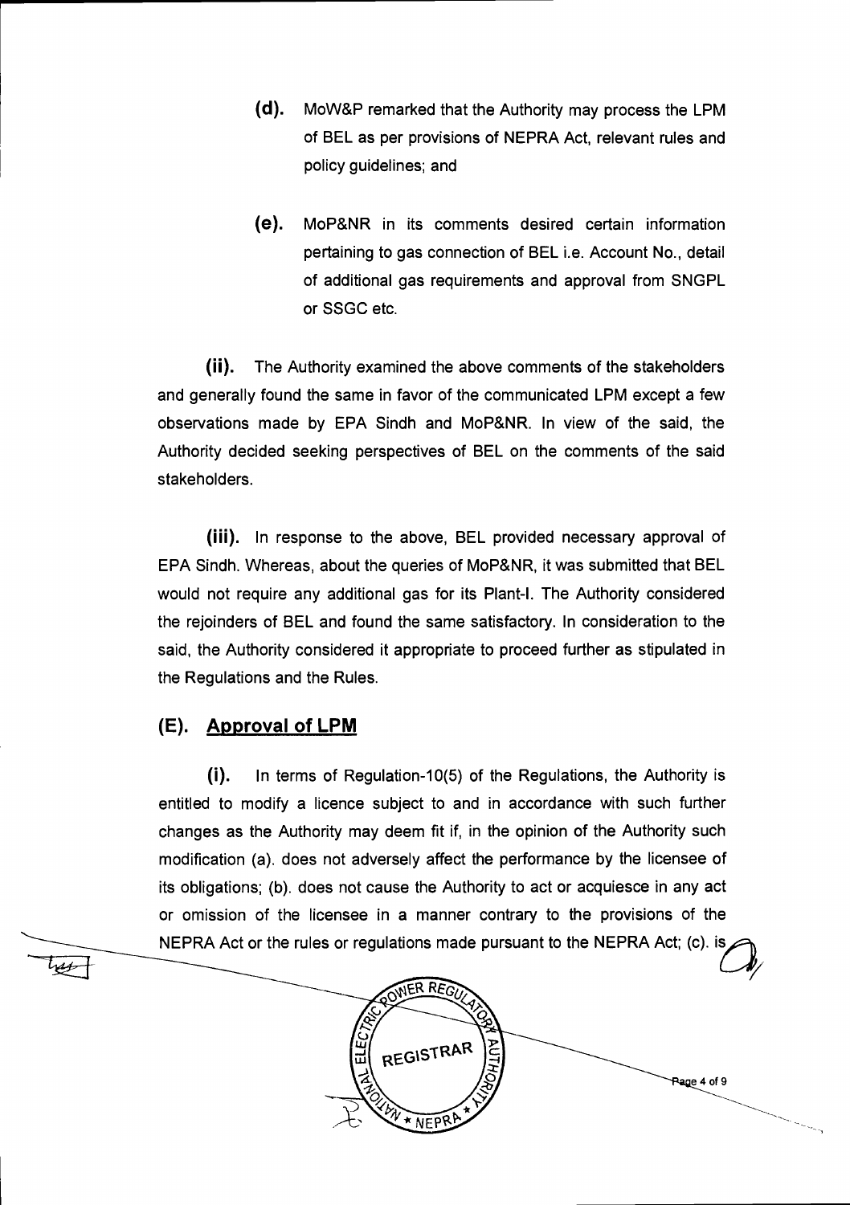(d). MoW&P remarked that the Authority may process the LPM of BEL as per provisions of NEPRA Act, relevant rules and policy guidelines; and

(e). MoP&NR in its comments desired certain information pertaining to gas connection of BEL i.e. Account No., detail of additional gas requirements and approval from SNGPL or SSGC etc.

(ii). The Authority examined the above comments of the stakeholders and generally found the same in favor of the communicated LPM except a few observations made by EPA Sindh and MoP&NR. In view of the said, the Authority decided seeking perspectives of BEL on the comments of the said stakeholders.

(iii). In response to the above, BEL provided necessary approval of EPA Sindh. Whereas, about the queries of MoP&NR, it was submitted that BEL would not require any additional gas for its Plant-I. The Authority considered the rejoinders of BEL and found the same satisfactory. In consideration to the said, the Authority considered it appropriate to proceed further as stipulated in the Regulations and the Rules.

## (E). Approval of LPM

(i). In terms of Regulation-10(5) of the Regulations, the Authority is entitled to modify a licence subject to and in accordance with such further changes as the Authority may deem fit if, in the opinion of the Authority such modification (a). does not adversely affect the performance by the licensee of its obligations; (b). does not cause the Authority to act or acquiesce in any act or omission of the licensee in a manner contrary to the provisions of the NEPRA Act or the rules or regulations made pursuant to the NEPRA Act; (c). is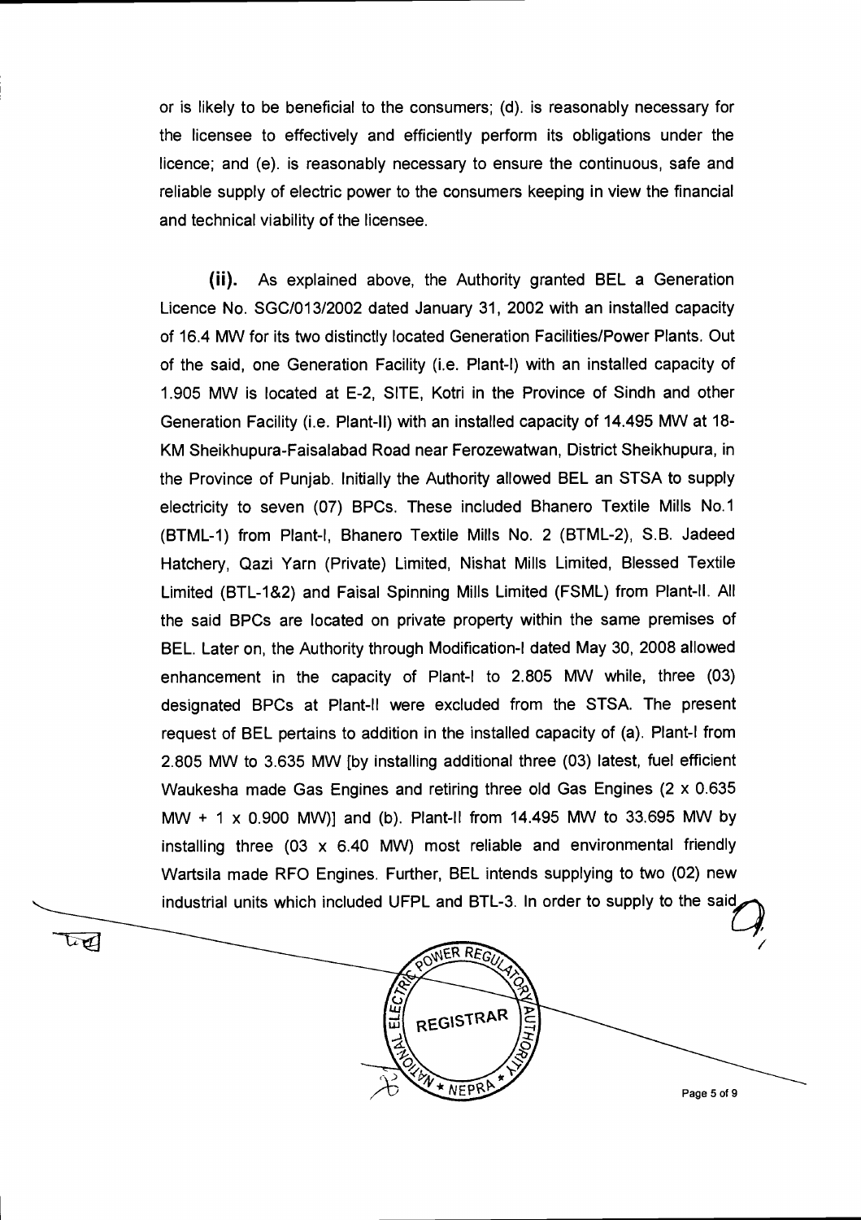or is likely to be beneficial to the consumers; (d). is reasonably necessary for the licensee to effectively and efficiently perform its obligations under the licence; and (e). is reasonably necessary to ensure the continuous, safe and reliable supply of electric power to the consumers keeping in view the financial and technical viability of the licensee.

**(ii).** As explained above, the Authority granted BEL a Generation Licence No. SGC/013/2002 dated January 31, 2002 with an installed capacity of 16.4 MW for its two distinctly located Generation Facilities/Power Plants. Out of the said, one Generation Facility (i.e. Plant-I) with an installed capacity of 1.905 MW is located at E-2, SITE, Kotri in the Province of Sindh and other Generation Facility (i.e. Plant-II) with an installed capacity of 14.495 MW at 18-KM Sheikhupura-Faisalabad Road near Ferozewatwan, District Sheikhupura, in the Province of Punjab. Initially the Authority allowed BEL an STSA to supply electricity to seven (07) BPCs. These included Bhanero Textile Mills No.1 (BTML-1) from Plant-I, Bhanero Textile Mills No. 2 (BTML-2), S.B. Jadeed Hatchery, Qazi Yarn (Private) Limited, Nishat Mills Limited, Blessed Textile Limited (BTL-1&2) and Faisal Spinning Mills Limited (FSML) from Plant-II. All the said BPCs are located on private property within the same premises of BEL. Later on, the Authority through Modification-I dated May 30, 2008 allowed enhancement in the capacity of Plant-I to 2.805 MW while, three (03) designated BPCs at Plant-II were excluded from the STSA. The present request of BEL pertains to addition in the installed capacity of (a). Plant-I from 2.805 MW to 3.635 MW [by installing additional three (03) latest, fuel efficient Waukesha made Gas Engines and retiring three old Gas Engines (2 x 0.635 MW + 1 x 0.900 MW)] and (b). Plant-II from 14.495 MW to 33.695 MW by installing three (03 x 6.40 MW) most reliable and environmental friendly Wartsila made RFO Engines. Further, BEL intends supplying to two (02) new industrial units which included UFPL and BTL-3. In order to supply to the said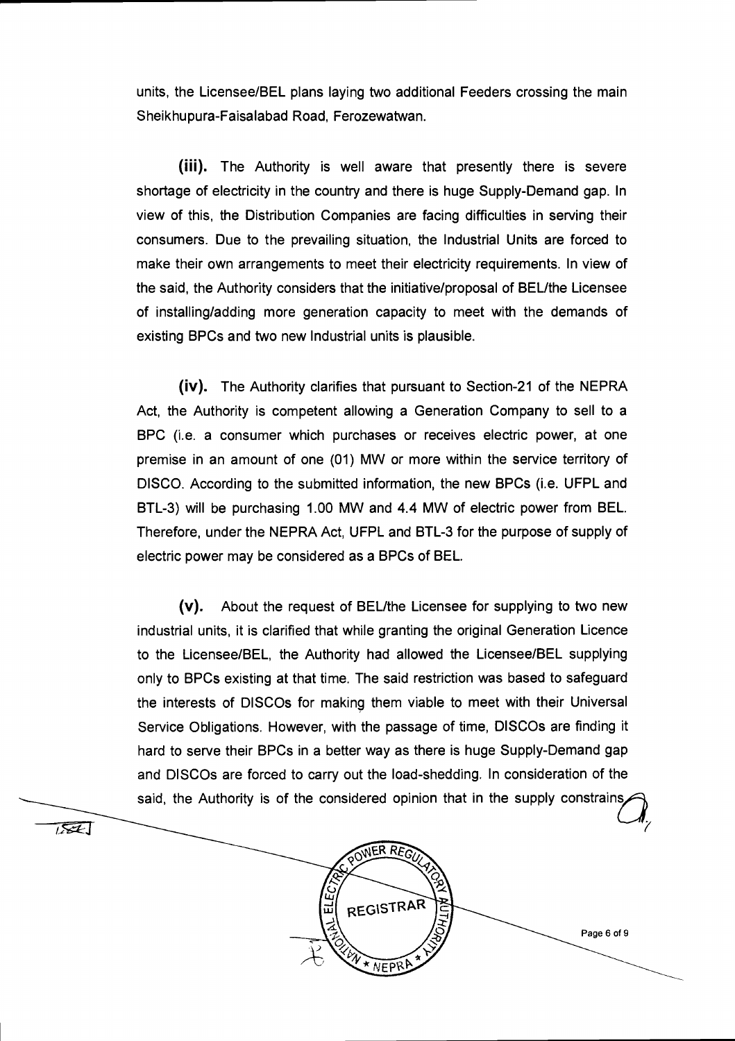units, the Licensee/BEL plans laying two additional Feeders crossing the main Sheikhupura-Faisalabad Road, Ferozewatwan.

**(iii).** The Authority is well aware that presently there is severe shortage of electricity in the country and there is huge Supply-Demand gap. In view of this, the Distribution Companies are facing difficulties in serving their consumers. Due to the prevailing situation, the Industrial Units are forced to make their own arrangements to meet their electricity requirements. In view of the said, the Authority considers that the initiative/proposal of BEL/the Licensee of installing/adding more generation capacity to meet with the demands of existing BPCs and two new Industrial units is plausible.

**(iv).** The Authority clarifies that pursuant to Section-21 of the NEPRA Act, the Authority is competent allowing a Generation Company to sell to a BPC (i.e. a consumer which purchases or receives electric power, at one premise in an amount of one (01) MW or more within the service territory of DISCO. According to the submitted information, the new BPCs (i.e. UFPL and BTL-3) will be purchasing 1.00 MW and 4.4 MW of electric power from BEL. Therefore, under the NEPRA Act, UFPL and BTL-3 for the purpose of supply of electric power may be considered as a BPCs of BEL.

**(v).** About the request of BEL/the Licensee for supplying to two new industrial units, it is clarified that while granting the original Generation Licence to the Licensee/BEL, the Authority had allowed the Licensee/BEL supplying only to BPCs existing at that time. The said restriction was based to safeguard the interests of DISCOs for making them viable to meet with their Universal Service Obligations. However, with the passage of time, DISCOs are finding it hard to serve their BPCs in a better way as there is huge Supply-Demand gap and DISCOs are forced to carry out the load-shedding. In consideration of the said, the Authority is of the considered opinion that in the supply constrains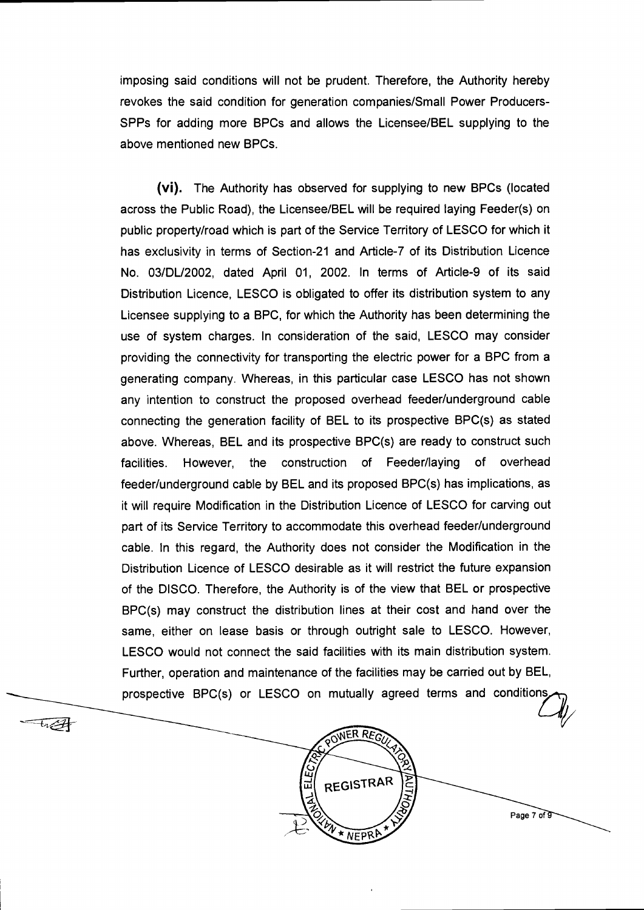imposing said conditions will not be prudent. Therefore, the Authority hereby revokes the said condition for generation companies/Small Power Producers-SPPs for adding more BPCs and allows the Licensee/BEL supplying to the above mentioned new BPCs.

**(vi).** The Authority has observed for supplying to new BPCs (located across the Public Road), the Licensee/BEL will be required laying Feeder(s) on public property/road which is part of the Service Territory of LESCO for which it has exclusivity in terms of Section-21 and Article-7 of its Distribution Licence No. 03/DL/2002, dated April 01, 2002. In terms of Article-9 of its said Distribution Licence, LESCO is obligated to offer its distribution system to any Licensee supplying to a BPC, for which the Authority has been determining the use of system charges. In consideration of the said, LESCO may consider providing the connectivity for transporting the electric power for a BPC from a generating company. Whereas, in this particular case LESCO has not shown any intention to construct the proposed overhead feeder/underground cable connecting the generation facility of BEL to its prospective BPC(s) as stated above. Whereas, BEL and its prospective BPC(s) are ready to construct such facilities. However, the construction of Feeder/laying of overhead feeder/underground cable by BEL and its proposed BPC(s) has implications, as it will require Modification in the Distribution Licence of LESCO for carving out part of its Service Territory to accommodate this overhead feeder/underground cable. In this regard, the Authority does not consider the Modification in the Distribution Licence of LESCO desirable as it will restrict the future expansion of the DISCO. Therefore, the Authority is of the view that BEL or prospective BPC(s) may construct the distribution lines at their cost and hand over the same, either on lease basis or through outright sale to LESCO. However, LESCO would not connect the said facilities with its main distribution system. Further, operation and maintenance of the facilities may be carried out by BEL, prospective BPC(s) or LESCO on mutually agreed terms and conditions.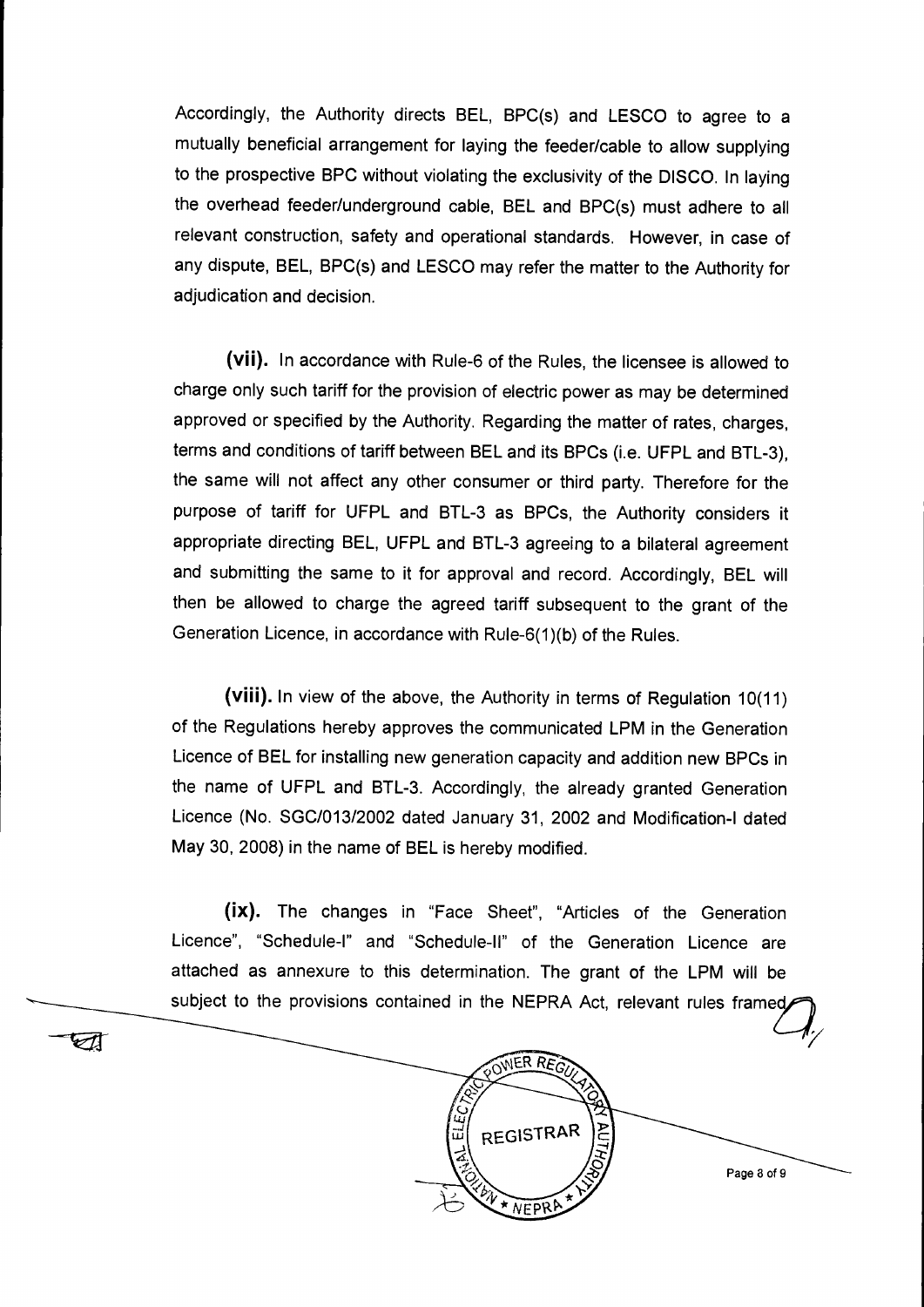Accordingly, the Authority directs BEL, BPC(s) and LESCO to agree to a mutually beneficial arrangement for laying the feeder/cable to allow supplying to the prospective BPC without violating the exclusivity of the DISCO. In laying the overhead feeder/underground cable, BEL and BPC(s) must adhere to all relevant construction, safety and operational standards. However, in case of any dispute, BEL, BPC(s) and LESCO may refer the matter to the Authority for adjudication and decision.

**(vii).** In accordance with Rule-6 of the Rules, the licensee is allowed to charge only such tariff for the provision of electric power as may be determined approved or specified by the Authority. Regarding the matter of rates, charges, terms and conditions of tariff between BEL and its BPCs (i.e. UFPL and BTL-3), the same will not affect any other consumer or third party. Therefore for the purpose of tariff for UFPL and BTL-3 as BPCs, the Authority considers it appropriate directing BEL, UFPL and BTL-3 agreeing to a bilateral agreement and submitting the same to it for approval and record. Accordingly, BEL will then be allowed to charge the agreed tariff subsequent to the grant of the Generation Licence, in accordance with Rule-6(1)(b) of the Rules.

**(viii).** In view of the above, the Authority in terms of Regulation 10(11) of the Regulations hereby approves the communicated LPM in the Generation Licence of BEL for installing new generation capacity and addition new BPCs in the name of UFPL and BTL-3. Accordingly, the already granted Generation Licence (No. SGC/013/2002 dated January 31, 2002 and Modification-I dated May 30, 2008) in the name of BEL is hereby modified.

**(ix).** The changes in "Face Sheet", "Articles of the Generation Licence", "Schedule-I" and "Schedule-II" of the Generation Licence are attached as annexure to this determination. The grant of the LPM will be subject to the provisions contained in the NEPRA Act, relevant rules framed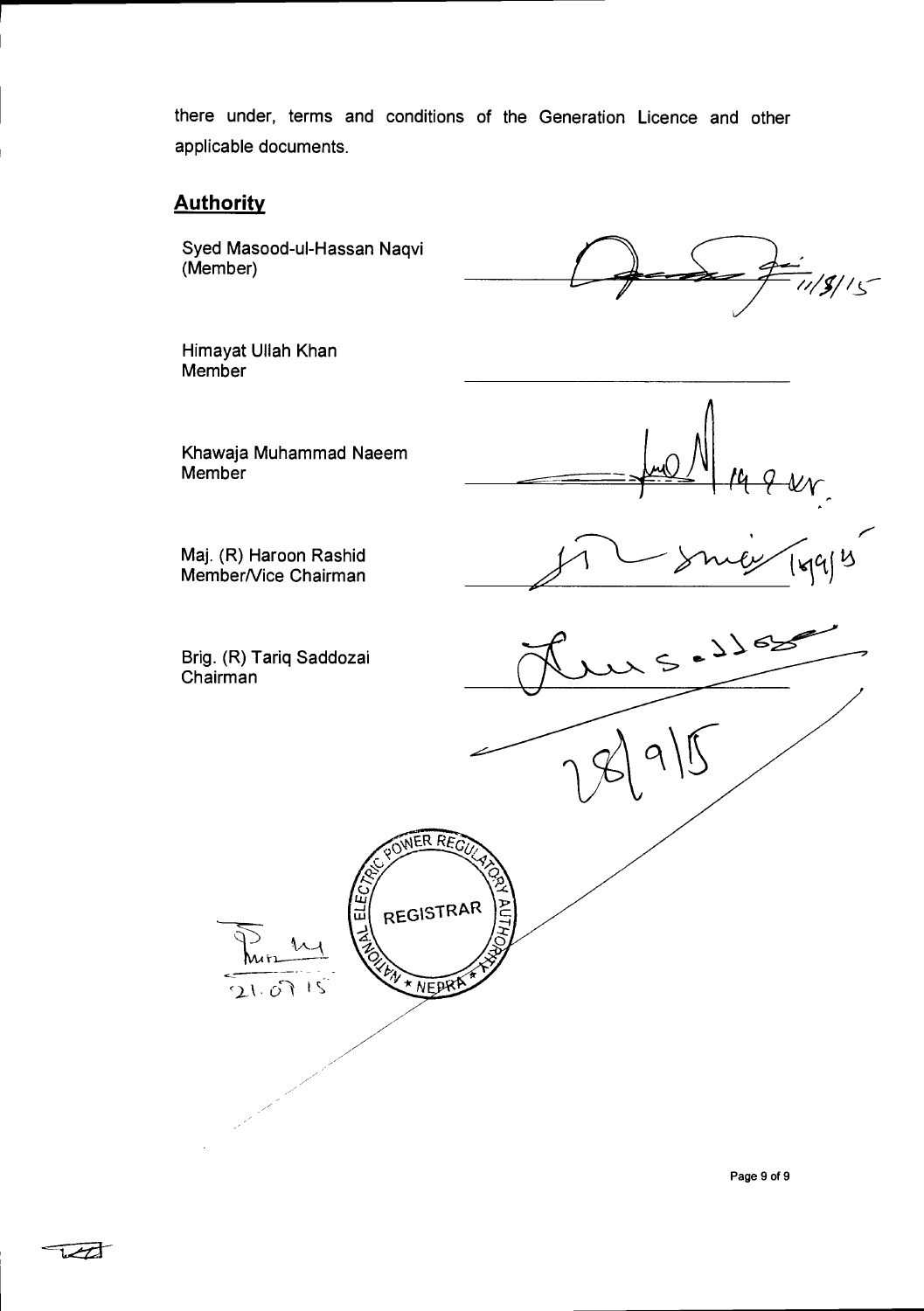there under, terms and conditions of the Generation Licence and other applicable documents.

## Authority

Syed Masood-ul-Hassan Naqvi
(Member)

Himayat Ullah Khan
Member

Khawaja Muhammad Naeem
Member

Maj. (R) Haroon Rashid
Member/Vice Chairman

Brig. (R) Tariq Saddozai
Chairman

REGISTRAR
NATIONAL ELECTRIC POWER REGULATORY AUTHORITY
NEPRA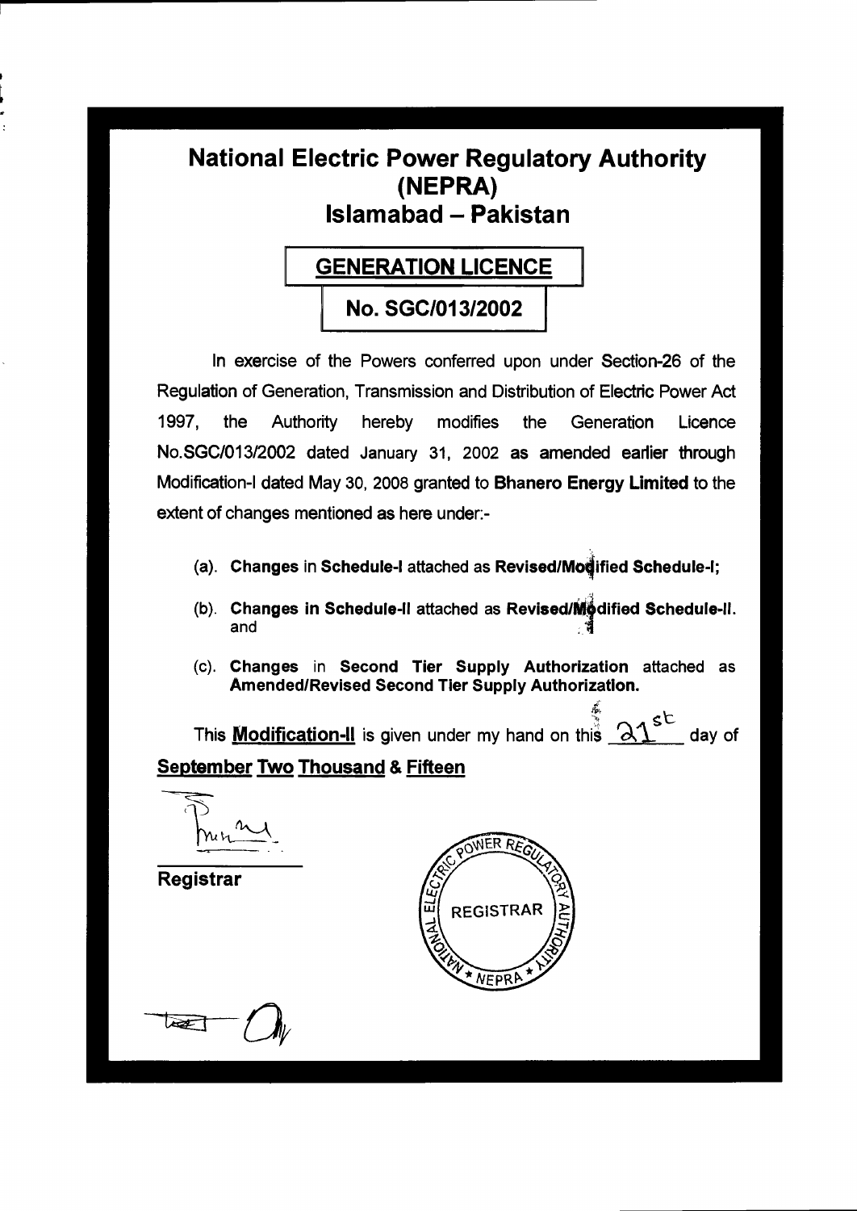# National Electric Power Regulatory Authority (NEPRA)

# Islamabad – Pakistan

## GENERATION LICENCE

## No. SGC/013/2002

In exercise of the Powers conferred upon under Section-26 of the Regulation of Generation, Transmission and Distribution of Electric Power Act 1997, the Authority hereby modifies the Generation Licence No.SGC/013/2002 dated January 31, 2002 **as amended earlier** through Modification-I dated May 30, 2008 granted to **Bhanero Energy Limited** to the extent of changes mentioned as here under:-

(a). **Changes** in **Schedule-I** attached as **Revised/Modified Schedule-I;**

(b). **Changes in Schedule-II** attached as **Revised/Modified Schedule-II.** and

(c). **Changes** in **Second Tier Supply Authorization** attached as **Amended/Revised Second Tier Supply Authorization.**

This **Modification-II** is given under my hand on this 21st day of **September Two Thousand & Fifteen**

**Registrar**

NATIONAL ELECTRIC POWER REGULATORY AUTHORITY REGISTRAR NEPRA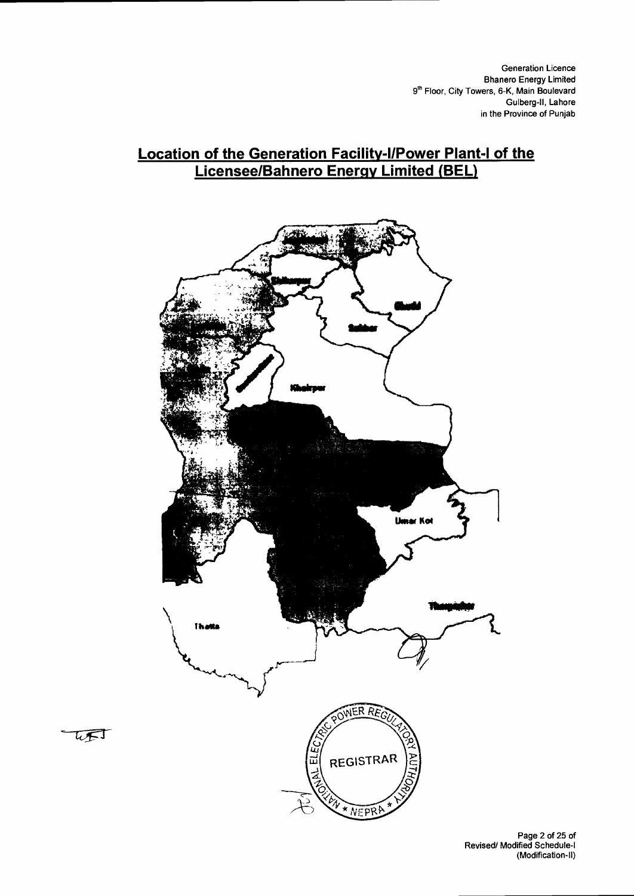Generation Licence
Bhanero Energy Limited
9th Floor, City Towers, 6-K, Main Boulevard
Gulberg-II, Lahore
in the Province of Punjab

## Location of the Generation Facility-I/Power Plant-I of the Licensee/Bahnero Energy Limited (BEL)

Shikarpur

Ghotki

Sukkur

Khairpur

Umar Kot

Tharparkar

Thatta

REGISTRAR

Revised/ Modified Schedule-I
(Modification-II)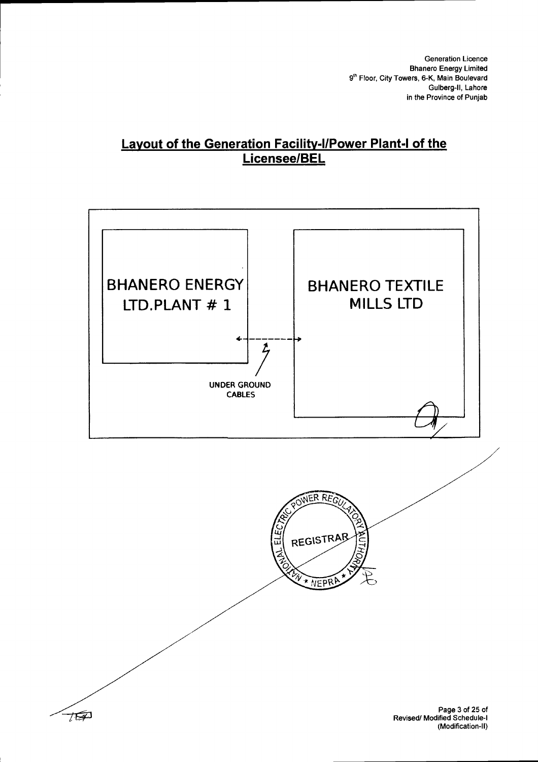Generation Licence
Bhanero Energy Limited
9th Floor, City Towers, 6-K, Main Boulevard
Gulberg-II, Lahore
in the Province of Punjab

## Layout of the Generation Facility-I/Power Plant-I of the Licensee/BEL

BHANERO ENERGY LTD.PLANT # 1

BHANERO TEXTILE MILLS LTD

UNDER GROUND CABLES

NATIONAL ELECTRIC POWER REGULATORY AUTHORITY
REGISTRAR
NEPRA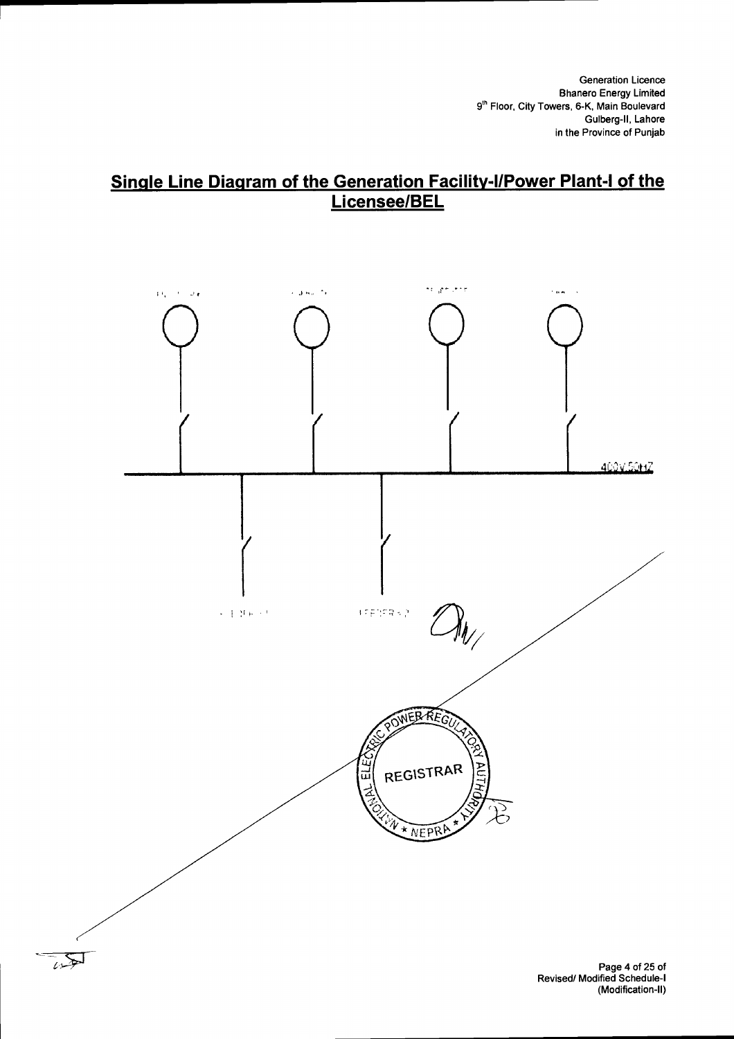Generation Licence
Bhanero Energy Limited
9th Floor, City Towers, 6-K, Main Boulevard
Gulberg-II, Lahore
in the Province of Punjab

## Single Line Diagram of the Generation Facility-I/Power Plant-I of the Licensee/BEL

400V,50HZ

FEEDER-2

REGISTRAR
NATIONAL ELECTRIC POWER REGULATORY AUTHORITY
* NEPRA *

Revised/ Modified Schedule-I
(Modification-II)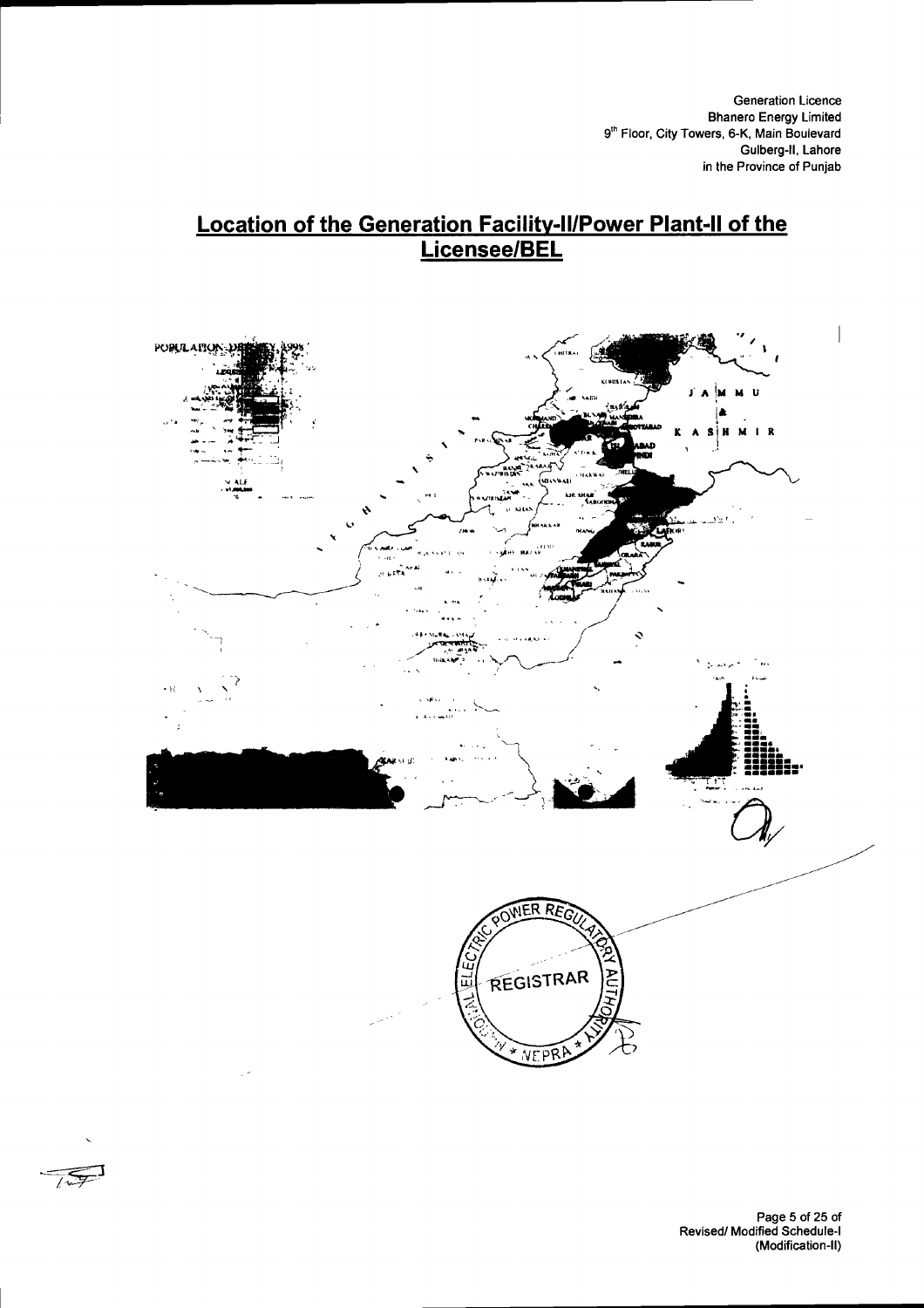Generation Licence
Bhanero Energy Limited
9th Floor, City Towers, 6-K, Main Boulevard
Gulberg-II, Lahore
in the Province of Punjab

## Location of the Generation Facility-II/Power Plant-II of the Licensee/BEL

Page 5 of 25 of
Revised/ Modified Schedule-I
(Modification-II)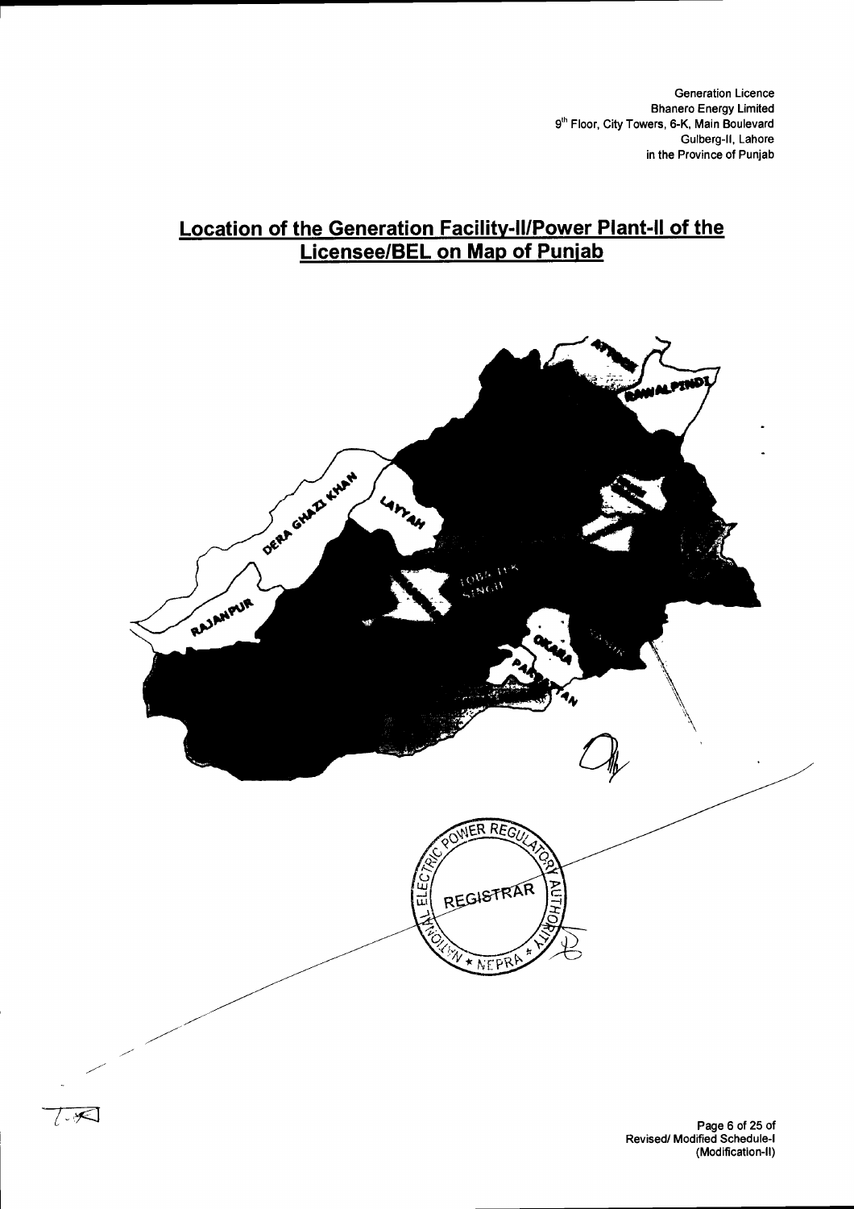Generation Licence
Bhanero Energy Limited
9th Floor, City Towers, 6-K, Main Boulevard
Gulberg-II, Lahore
in the Province of Punjab

## Location of the Generation Facility-II/Power Plant-II of the Licensee/BEL on Map of Punjab

ATTOCK

RAWALPINDI

DERA GHAZI KHAN

LAYYAH

RAJANPUR

TOBA TEK SINGH

OKARA

PAKPATTAN

NATIONAL ELECTRIC POWER REGULATORY AUTHORITY
REGISTRAR
NEPRA

Revised/ Modified Schedule-I
(Modification-II)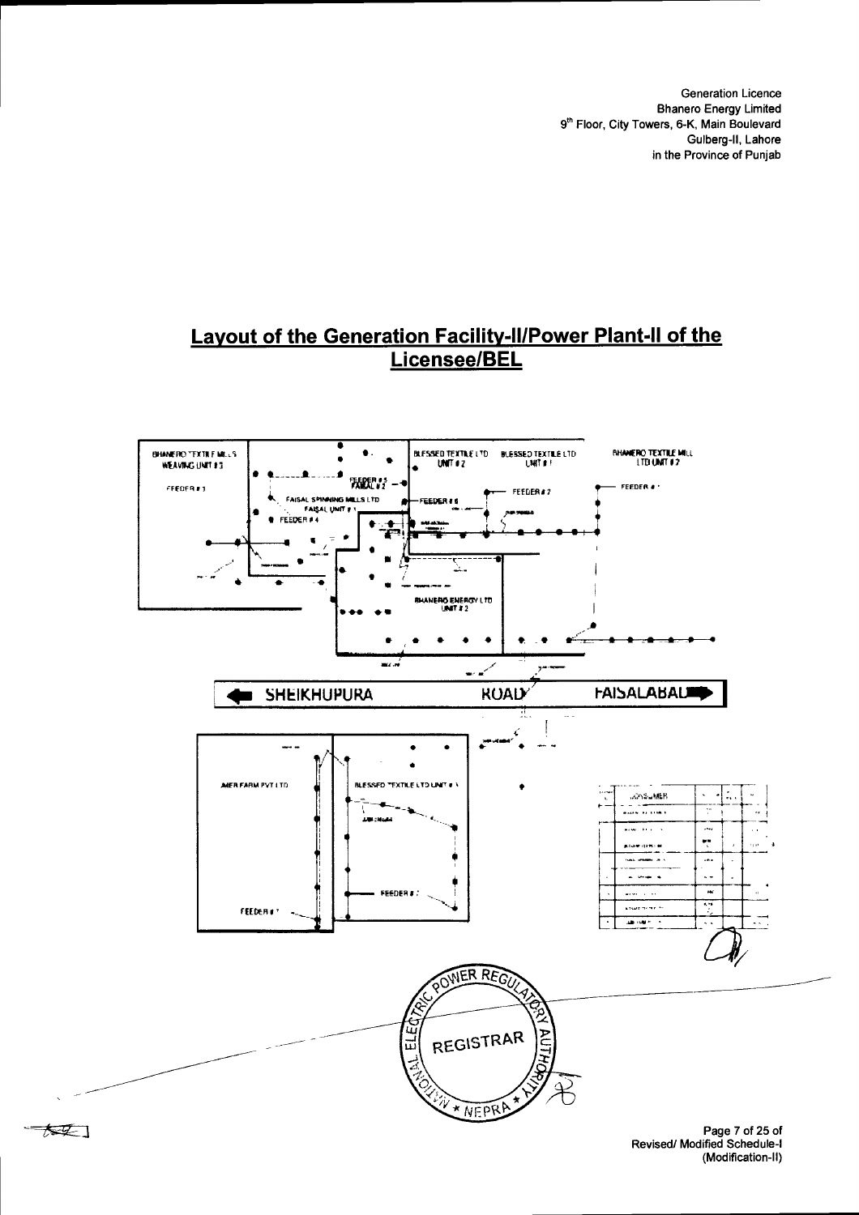Generation Licence
Bhanero Energy Limited
9th Floor, City Towers, 6-K, Main Boulevard
Gulberg-II, Lahore
in the Province of Punjab

## Layout of the Generation Facility-II/Power Plant-II of the Licensee/BEL

BHANERO TEXTILE MILLS WEAVING UNIT # 3

FEEDER # 3

FEEDER # 5 FAISAL # 2

FAISAL SPINNING MILLS LTD FAISAL UNIT # 1

FEEDER # 4

BLESSED TEXTILE LTD UNIT # 2

BLESSED TEXTILE LTD UNIT # 1

FEEDER # 6

FEEDER # 7

BHANERO TEXTILE MILL LTD UNIT # 2

FEEDER # 1

BHANERO ENERGY LTD UNIT # 2

SHEIKHUPURA ROAD FAISALABAD

AMER FARM PVT LTD

BLESSED TEXTILE LTD UNIT # 3

FEEDER # 2

FEEDER # 7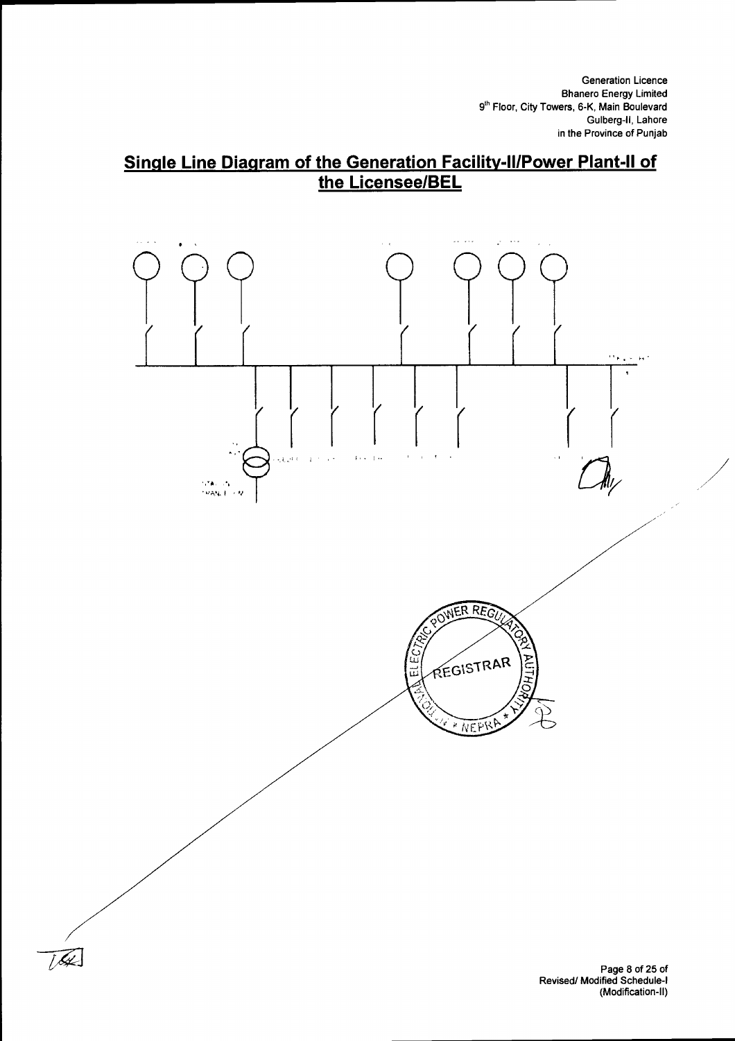Generation Licence
Bhanero Energy Limited
9th Floor, City Towers, 6-K, Main Boulevard
Gulberg-II, Lahore
in the Province of Punjab

# Single Line Diagram of the Generation Facility-II/Power Plant-II of the Licensee/BEL

REGISTRAR
NATIONAL ELECTRIC POWER REGULATORY AUTHORITY * NEPRA *

Revised/ Modified Schedule-I
(Modification-II)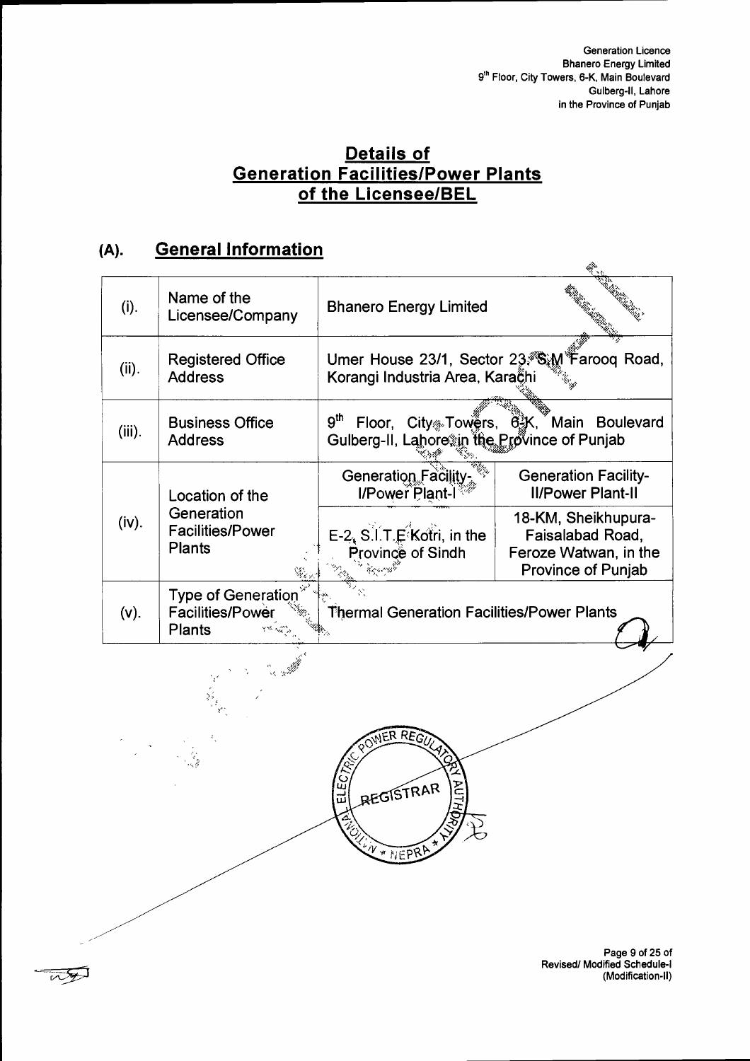Generation Licence
Bhanero Energy Limited
9th Floor, City Towers, 6-K, Main Boulevard
Gulberg-II, Lahore
in the Province of Punjab

# Details of Generation Facilities/Power Plants of the Licensee/BEL

## (A). General Information

| (i). | Name of the Licensee/Company | Bhanero Energy Limited | |
|---|---|---|---|
| (ii). | Registered Office Address | Umer House 23/1, Sector 23, S.M Farooq Road, Korangi Industria Area, Karachi | |
| (iii). | Business Office Address | 9th Floor, City Towers, 6-K, Main Boulevard Gulberg-II, Lahore in the Province of Punjab | |
| (iv). | Location of the Generation Facilities/Power Plants | Generation Facility-I/Power Plant-I | Generation Facility-II/Power Plant-II |
| | | E-2, S.I.T.E Kotri, in the Province of Sindh | 18-KM, Sheikhupura-Faisalabad Road, Feroze Watwan, in the Province of Punjab |
| (v). | Type of Generation Facilities/Power Plants | Thermal Generation Facilities/Power Plants | |

Page 9 of 25 of
Revised/ Modified Schedule-I
(Modification-II)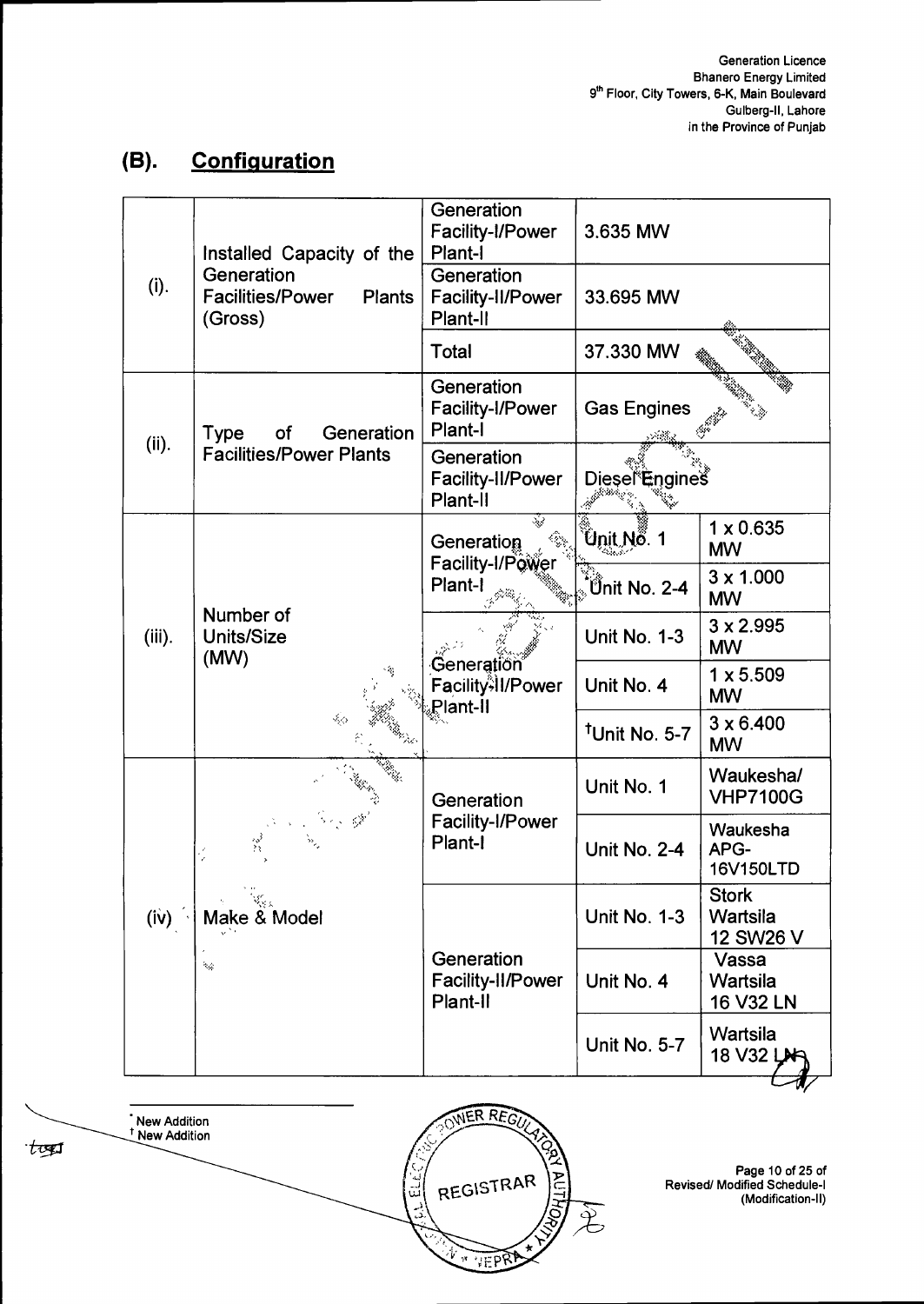## (B). Configuration

| | | | | |
|---|---|---|---|---|
| (i). | Installed Capacity of the Generation Facilities/Power Plants (Gross) | Generation Facility-I/Power Plant-I | 3.635 MW | |
| | | Generation Facility-II/Power Plant-II | 33.695 MW | |
| | | Total | 37.330 MW | |
| (ii). | Type of Generation Facilities/Power Plants | Generation Facility-I/Power Plant-I | Gas Engines | |
| | | Generation Facility-II/Power Plant-II | Diesel Engines | |
| (iii). | Number of Units/Size (MW) | Generation Facility-I/Power Plant-I | Unit No. 1 | 1 x 0.635 MW |
| | | | *Unit No. 2-4 | 3 x 1.000 MW |
| | | Generation Facility-II/Power Plant-II | Unit No. 1-3 | 3 x 2.995 MW |
| | | | Unit No. 4 | 1 x 5.509 MW |
| | | | †Unit No. 5-7 | 3 x 6.400 MW |
| (iv) | Make & Model | Generation Facility-I/Power Plant-I | Unit No. 1 | Waukesha/ VHP7100G |
| | | | Unit No. 2-4 | Waukesha APG-16V150LTD |
| | | Generation Facility-II/Power Plant-II | Unit No. 1-3 | Stork Wartsila 12 SW26 V |
| | | | Unit No. 4 | Vassa Wartsila 16 V32 LN |
| | | | Unit No. 5-7 | Wartsila 18 V32 LN |

* New Addition
† New Addition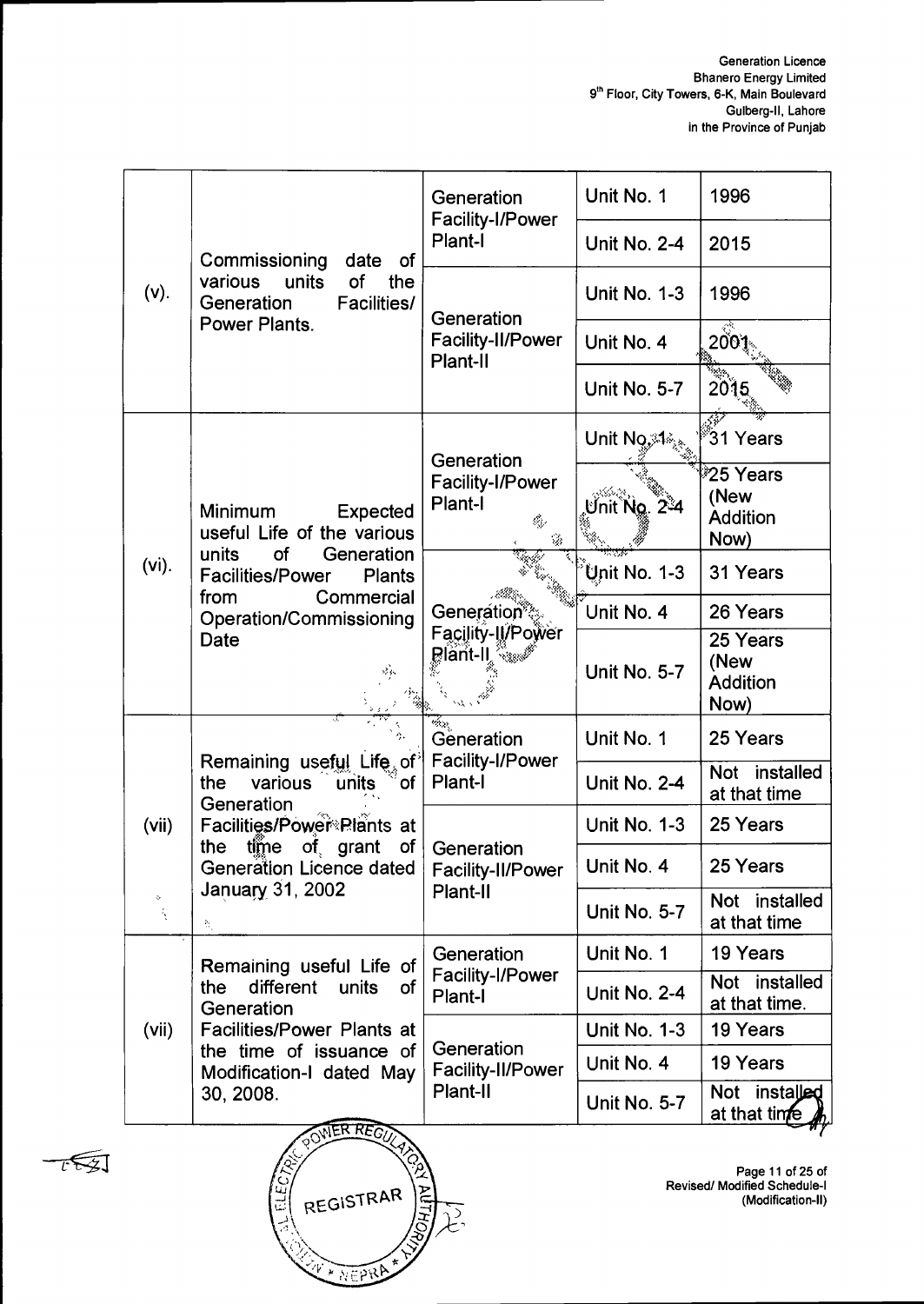| | | | | |
|---|---|---|---|---|
| (v). | Commissioning date of various units of the Generation Facilities/ Power Plants. | Generation Facility-I/Power Plant-I | Unit No. 1 | 1996 |
| | | | Unit No. 2-4 | 2015 |
| | | Generation Facility-II/Power Plant-II | Unit No. 1-3 | 1996 |
| | | | Unit No. 4 | 2001 |
| | | | Unit No. 5-7 | 2015 |
| (vi). | Minimum Expected useful Life of the various units of Generation Facilities/Power Plants from Commercial Operation/Commissioning Date | Generation Facility-I/Power Plant-I | Unit No. 1 | 31 Years |
| | | | Unit No. 2-4 | 25 Years (New Addition Now) |
| | | Generation Facility-II/Power Plant-II | Unit No. 1-3 | 31 Years |
| | | | Unit No. 4 | 26 Years |
| | | | Unit No. 5-7 | 25 Years (New Addition Now) |
| (vii) | Remaining useful Life of the various units of Generation Facilities/Power Plants at the time of grant of Generation Licence dated January 31, 2002 | Generation Facility-I/Power Plant-I | Unit No. 1 | 25 Years |
| | | | Unit No. 2-4 | Not installed at that time |
| | | Generation Facility-II/Power Plant-II | Unit No. 1-3 | 25 Years |
| | | | Unit No. 4 | 25 Years |
| | | | Unit No. 5-7 | Not installed at that time |
| (vii) | Remaining useful Life of the different units of Generation Facilities/Power Plants at the time of issuance of Modification-I dated May 30, 2008. | Generation Facility-I/Power Plant-I | Unit No. 1 | 19 Years |
| | | | Unit No. 2-4 | Not installed at that time. |
| | | Generation Facility-II/Power Plant-II | Unit No. 1-3 | 19 Years |
| | | | Unit No. 4 | 19 Years |
| | | | Unit No. 5-7 | Not installed at that time |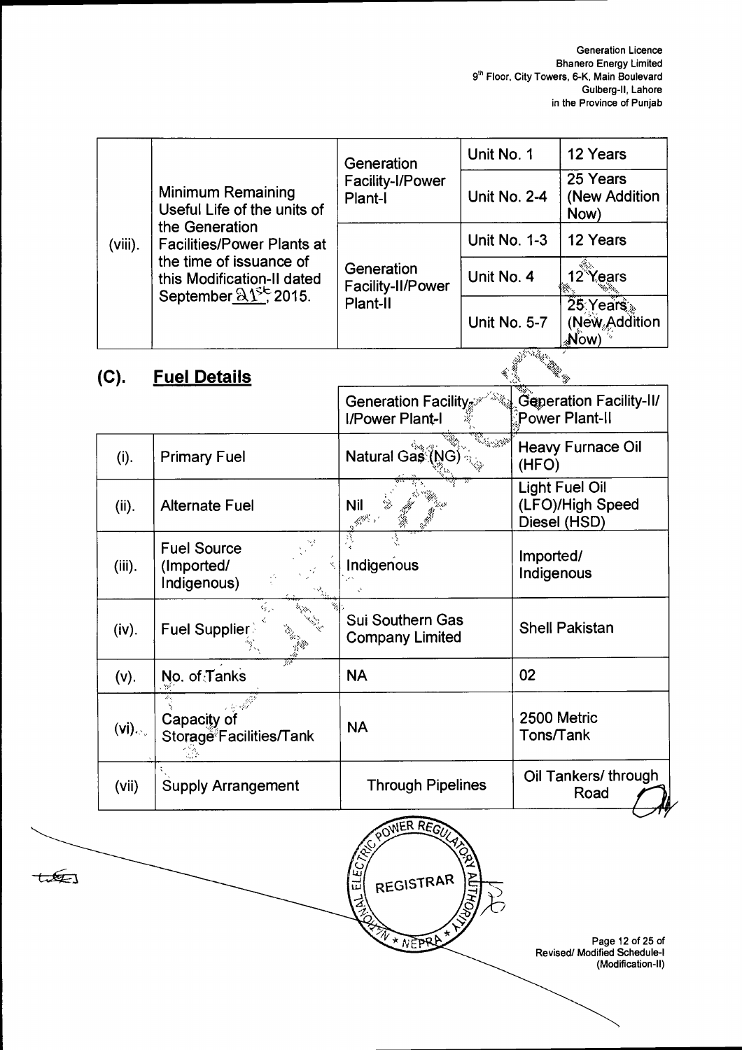| (viii). | Minimum Remaining Useful Life of the units of the Generation Facilities/Power Plants at the time of issuance of this Modification-II dated September 21st, 2015. | Generation Facility-I/Power Plant-I | Unit No. 1 | 12 Years |
|---|---|---|---|---|
| | | | Unit No. 2-4 | 25 Years (New Addition Now) |
| | | Generation Facility-II/Power Plant-II | Unit No. 1-3 | 12 Years |
| | | | Unit No. 4 | 12 Years |
| | | | Unit No. 5-7 | 25 Years (New Addition Now) |

## (C). Fuel Details

| | | Generation Facility-I/Power Plant-I | Generation Facility-II/ Power Plant-II |
|---|---|---|---|
| (i). | Primary Fuel | Natural Gas (NG) | Heavy Furnace Oil (HFO) |
| (ii). | Alternate Fuel | Nil | Light Fuel Oil (LFO)/High Speed Diesel (HSD) |
| (iii). | Fuel Source (Imported/ Indigenous) | Indigenous | Imported/ Indigenous |
| (iv). | Fuel Supplier | Sui Southern Gas Company Limited | Shell Pakistan |
| (v). | No. of Tanks | NA | 02 |
| (vi). | Capacity of Storage Facilities/Tank | NA | 2500 Metric Tons/Tank |
| (vii) | Supply Arrangement | Through Pipelines | Oil Tankers/ through Road |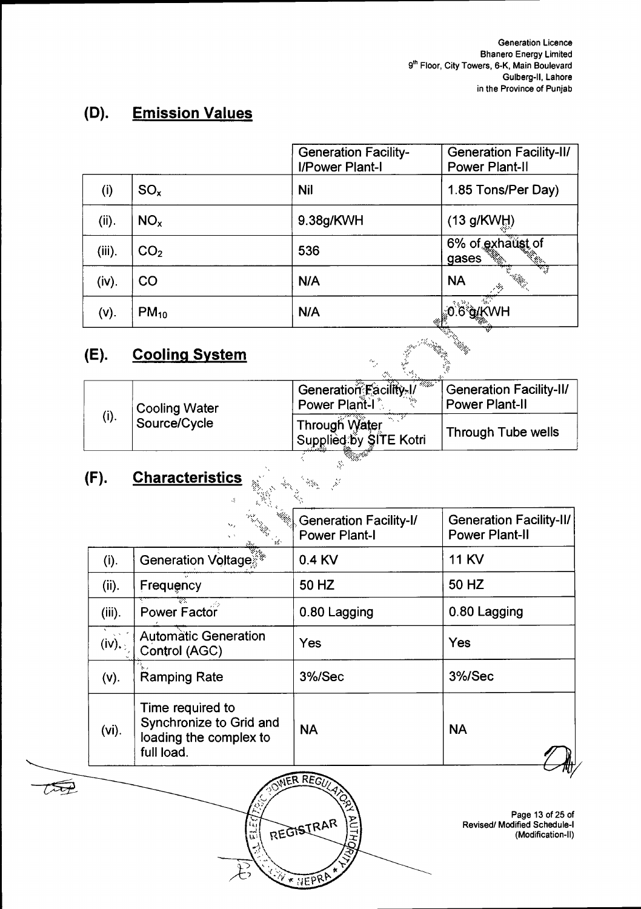## (D). Emission Values

| | | Generation Facility-I/Power Plant-I | Generation Facility-II/ Power Plant-II |
|---|---|---|---|
| (i) | $SO_x$ | Nil | 1.85 Tons/Per Day) |
| (ii). | $NO_x$ | 9.38g/KWH | (13 g/KWH) |
| (iii). | $CO_2$ | 536 | 6% of exhaust of gases |
| (iv). | CO | N/A | NA |
| (v). | $PM_{10}$ | N/A | 0.6 g/KWH |

## (E). Cooling System

| | | Generation Facility-I/ Power Plant-I | Generation Facility-II/ Power Plant-II |
|---|---|---|---|
| (i). | Cooling Water Source/Cycle | Through Water Supplied by SITE Kotri | Through Tube wells |

## (F). Characteristics

| | | Generation Facility-I/ Power Plant-I | Generation Facility-II/ Power Plant-II |
|---|---|---|---|
| (i). | Generation Voltage | 0.4 KV | 11 KV |
| (ii). | Frequency | 50 HZ | 50 HZ |
| (iii). | Power Factor | 0.80 Lagging | 0.80 Lagging |
| (iv). | Automatic Generation Control (AGC) | Yes | Yes |
| (v). | Ramping Rate | 3%/Sec | 3%/Sec |
| (vi). | Time required to Synchronize to Grid and loading the complex to full load. | NA | NA |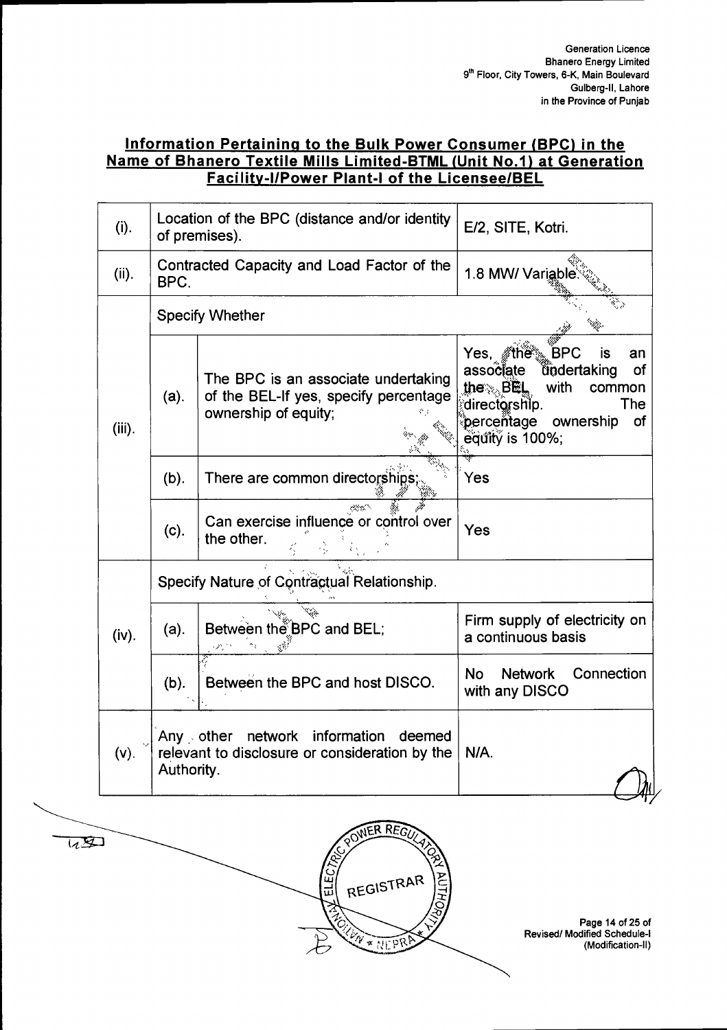Generation Licence
Bhanero Energy Limited
9th Floor, City Towers, 6-K, Main Boulevard
Gulberg-II, Lahore
in the Province of Punjab

## Information Pertaining to the Bulk Power Consumer (BPC) in the Name of Bhanero Textile Mills Limited-BTML (Unit No.1) at Generation Facility-I/Power Plant-I of the Licensee/BEL

| | | | |
|---|---|---|---|
| (i). | Location of the BPC (distance and/or identity of premises). | | E/2, SITE, Kotri. |
| (ii). | Contracted Capacity and Load Factor of the BPC. | | 1.8 MW/ Variable. |
| (iii). | Specify Whether | | |
| | (a). | The BPC is an associate undertaking of the BEL-If yes, specify percentage ownership of equity; | Yes, the BPC is an associate undertaking of the BEL with common directorship. The percentage ownership of equity is 100%; |
| | (b). | There are common directorships; | Yes |
| | (c). | Can exercise influence or control over the other. | Yes |
| (iv). | Specify Nature of Contractual Relationship. | | |
| | (a). | Between the BPC and BEL; | Firm supply of electricity on a continuous basis |
| | (b). | Between the BPC and host DISCO. | No Network Connection with any DISCO |
| (v). | Any other network information deemed relevant to disclosure or consideration by the Authority. | | N/A. |

Revised/ Modified Schedule-I
(Modification-II)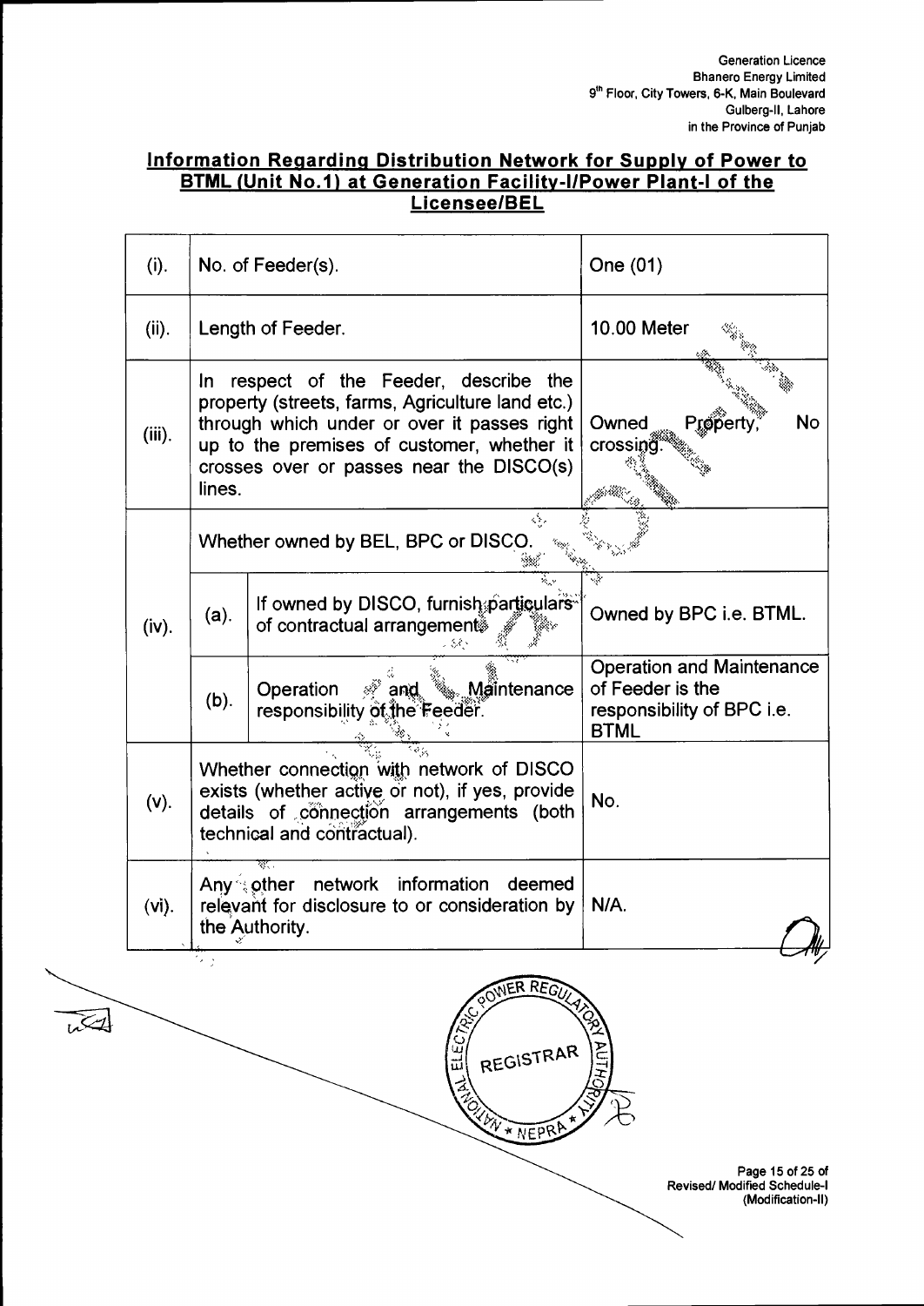Generation Licence
Bhanero Energy Limited
9th Floor, City Towers, 6-K, Main Boulevard
Gulberg-II, Lahore
in the Province of Punjab

## Information Regarding Distribution Network for Supply of Power to BTML (Unit No.1) at Generation Facility-I/Power Plant-I of the Licensee/BEL

| | | | |
|---|---|---|---|
| (i). | No. of Feeder(s). | | One (01) |
| (ii). | Length of Feeder. | | 10.00 Meter |
| (iii). | In respect of the Feeder, describe the property (streets, farms, Agriculture land etc.) through which under or over it passes right up to the premises of customer, whether it crosses over or passes near the DISCO(s) lines. | | Owned Property, No crossing. |
| (iv). | Whether owned by BEL, BPC or DISCO. | | |
| | (a). | If owned by DISCO, furnish particulars of contractual arrangements | Owned by BPC i.e. BTML. |
| | (b). | Operation and Maintenance responsibility of the Feeder. | Operation and Maintenance of Feeder is the responsibility of BPC i.e. BTML |
| (v). | Whether connection with network of DISCO exists (whether active or not), if yes, provide details of connection arrangements (both technical and contractual). | | No. |
| (vi). | Any other network information deemed relevant for disclosure to or consideration by the Authority. | | N/A. |

Page 15 of 25 of
Revised/ Modified Schedule-I
(Modification-II)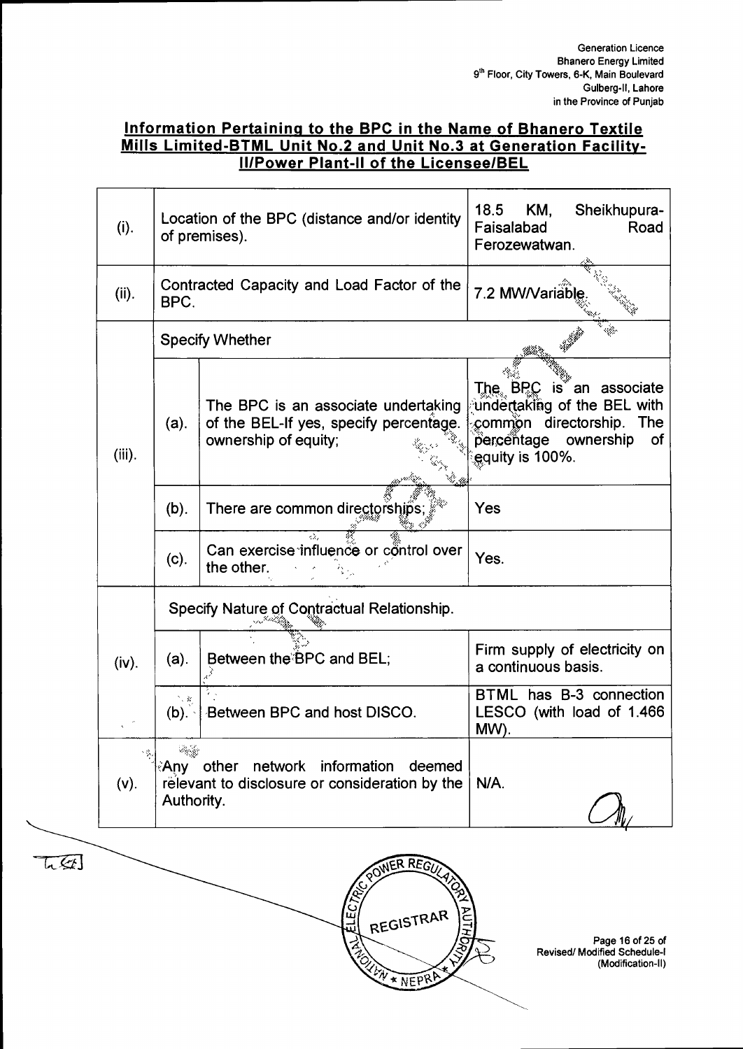Generation Licence
Bhanero Energy Limited
9th Floor, City Towers, 6-K, Main Boulevard
Gulberg-II, Lahore
in the Province of Punjab

## Information Pertaining to the BPC in the Name of Bhanero Textile Mills Limited-BTML Unit No.2 and Unit No.3 at Generation Facility-II/Power Plant-II of the Licensee/BEL

| | | | |
|---|---|---|---|
| (i). | Location of the BPC (distance and/or identity of premises). | | 18.5 KM, Sheikhupura-Faisalabad Road Ferozewatwan. |
| (ii). | Contracted Capacity and Load Factor of the BPC. | | 7.2 MW/Variable. |
| (iii). | Specify Whether | | |
| | (a). | The BPC is an associate undertaking of the BEL-If yes, specify percentage. ownership of equity; | The BPC is an associate undertaking of the BEL with common directorship. The percentage ownership of equity is 100%. |
| | (b). | There are common directorships; | Yes |
| | (c). | Can exercise influence or control over the other. | Yes. |
| (iv). | Specify Nature of Contractual Relationship. | | |
| | (a). | Between the BPC and BEL; | Firm supply of electricity on a continuous basis. |
| | (b). | Between BPC and host DISCO. | BTML has B-3 connection LESCO (with load of 1.466 MW). |
| (v). | Any other network information deemed relevant to disclosure or consideration by the Authority. | | N/A. |

Revised/ Modified Schedule-I (Modification-II)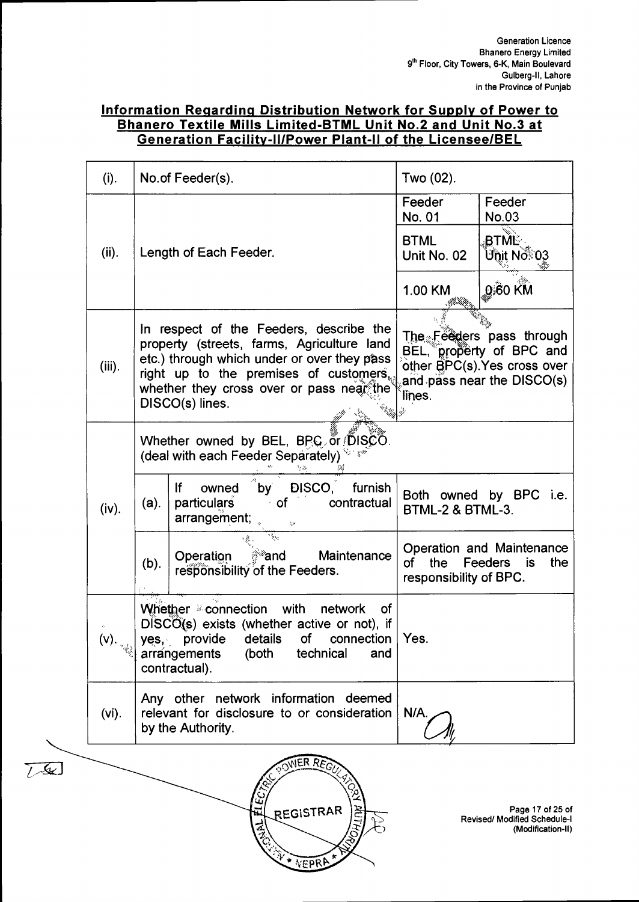Generation Licence
Bhanero Energy Limited
9th Floor, City Towers, 6-K, Main Boulevard
Gulberg-II, Lahore
in the Province of Punjab

## Information Regarding Distribution Network for Supply of Power to Bhanero Textile Mills Limited-BTML Unit No.2 and Unit No.3 at Generation Facility-II/Power Plant-II of the Licensee/BEL

| | | | |
|---|---|---|---|
| (i). | No.of Feeder(s). | Two (02). | |
| (ii). | Length of Each Feeder. | Feeder No. 01 | Feeder No.03 |
| | | BTML Unit No. 02 | BTML Unit No. 03 |
| | | 1.00 KM | 0.60 KM |
| (iii). | In respect of the Feeders, describe the property (streets, farms, Agriculture land etc.) through which under or over they pass right up to the premises of customers, whether they cross over or pass near the DISCO(s) lines. | The Feeders pass through BEL, property of BPC and other BPC(s).Yes cross over and pass near the DISCO(s) lines. | |
| (iv). | Whether owned by BEL, BPC or DISCO. (deal with each Feeder Separately) | | |
| | (a). If owned by DISCO, furnish particulars of contractual arrangement; | Both owned by BPC i.e. BTML-2 & BTML-3. | |
| | (b). Operation and Maintenance responsibility of the Feeders. | Operation and Maintenance of the Feeders is the responsibility of BPC. | |
| (v). | Whether connection with network of DISCO(s) exists (whether active or not), if yes, provide details of connection arrangements (both technical and contractual). | Yes. | |
| (vi). | Any other network information deemed relevant for disclosure to or consideration by the Authority. | N/A. | |

NATIONAL ELECTRIC POWER REGULATORY AUTHORITY
REGISTRAR
NEPRA

Page 17 of 25 of
Revised/ Modified Schedule-I
(Modification-II)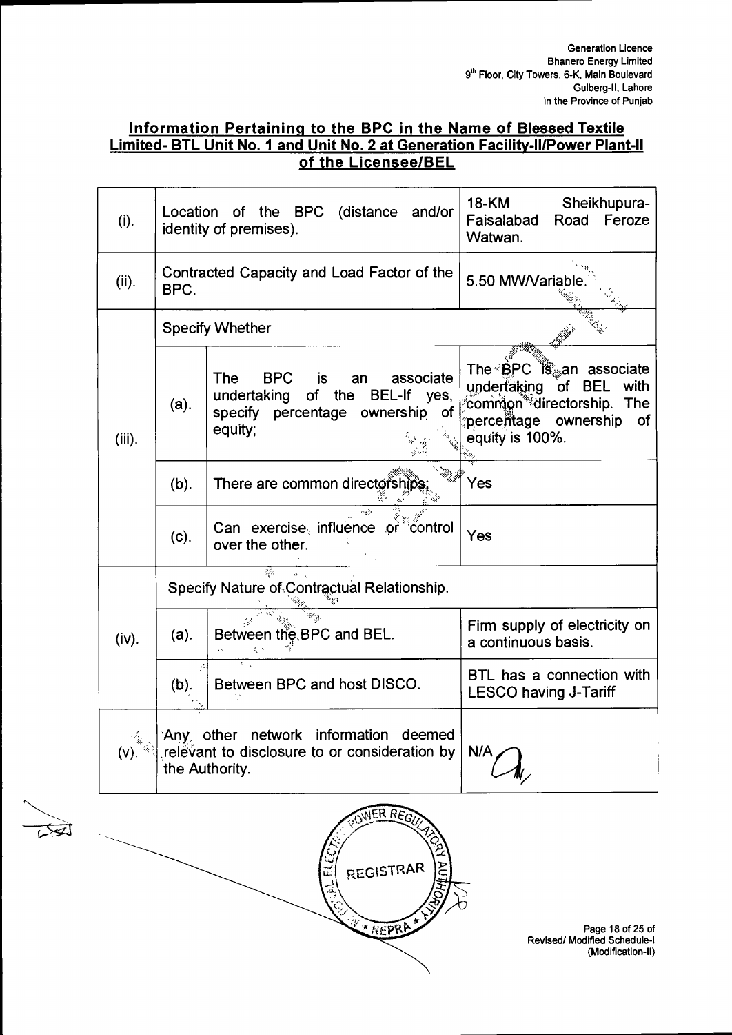Generation Licence
Bhanero Energy Limited
9th Floor, City Towers, 6-K, Main Boulevard
Gulberg-II, Lahore
in the Province of Punjab

## Information Pertaining to the BPC in the Name of Blessed Textile Limited- BTL Unit No. 1 and Unit No. 2 at Generation Facility-II/Power Plant-II of the Licensee/BEL

| | | | |
|---|---|---|---|
| (i). | Location of the BPC (distance and/or identity of premises). | | 18-KM Sheikhupura-Faisalabad Road Feroze Watwan. |
| (ii). | Contracted Capacity and Load Factor of the BPC. | | 5.50 MW/Variable. |
| (iii). | Specify Whether | | |
| | (a). | The BPC is an associate undertaking of the BEL-If yes, specify percentage ownership of equity; | The BPC is an associate undertaking of BEL with common directorship. The percentage ownership of equity is 100%. |
| | (b). | There are common directorships; | Yes |
| | (c). | Can exercise influence or control over the other. | Yes |
| (iv). | Specify Nature of Contractual Relationship. | | |
| | (a). | Between the BPC and BEL. | Firm supply of electricity on a continuous basis. |
| | (b). | Between BPC and host DISCO. | BTL has a connection with LESCO having J-Tariff |
| (v). | Any other network information deemed relevant to disclosure to or consideration by the Authority. | | N/A |

REGISTRAR
NATIONAL ELECTRIC POWER REGULATORY AUTHORITY
NEPRA

Revised/ Modified Schedule-I
(Modification-II)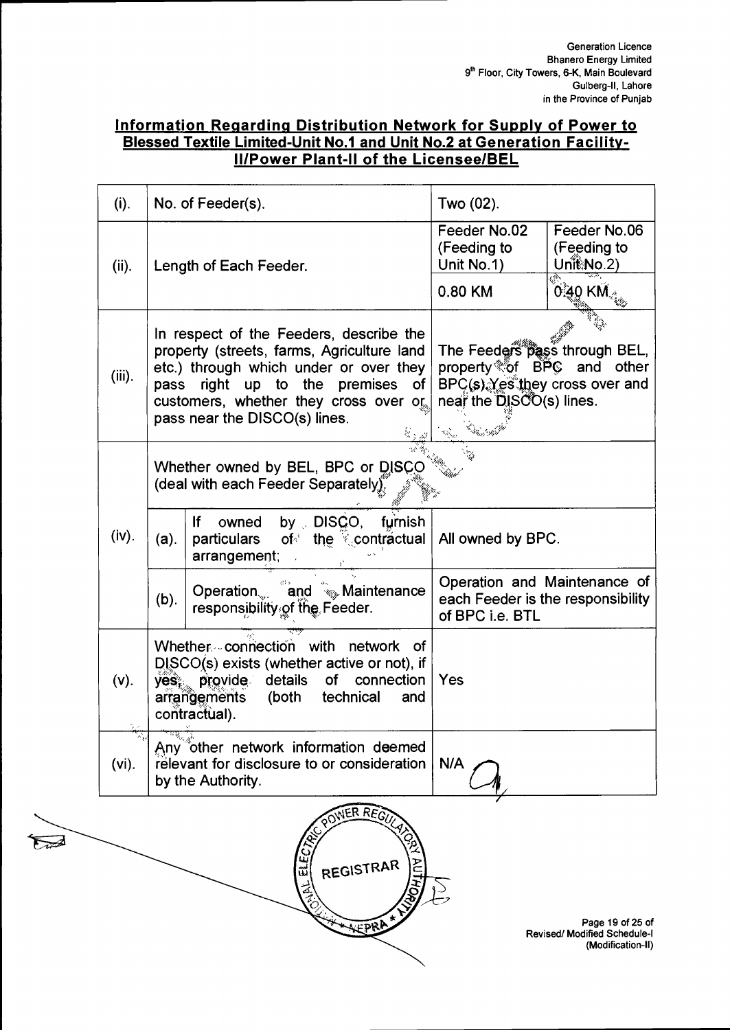Generation Licence
Bhanero Energy Limited
9th Floor, City Towers, 6-K, Main Boulevard
Gulberg-II, Lahore
in the Province of Punjab

## Information Regarding Distribution Network for Supply of Power to Blessed Textile Limited-Unit No.1 and Unit No.2 at Generation Facility-II/Power Plant-II of the Licensee/BEL

| | | | | |
|---|---|---|---|---|
| (i). | No. of Feeder(s). | | Two (02). | |
| (ii). | Length of Each Feeder. | | Feeder No.02 (Feeding to Unit No.1) | Feeder No.06 (Feeding to Unit No.2) |
| | | | 0.80 KM | 0.40 KM |
| (iii). | In respect of the Feeders, describe the property (streets, farms, Agriculture land etc.) through which under or over they pass right up to the premises of customers, whether they cross over or pass near the DISCO(s) lines. | | The Feeders pass through BEL, property of BPC and other BPC(s). Yes they cross over and near the DISCO(s) lines. | |
| (iv). | Whether owned by BEL, BPC or DISCO (deal with each Feeder Separately). | | | |
| | (a). | If owned by DISCO, furnish particulars of the contractual arrangement; | All owned by BPC. | |
| | (b). | Operation and Maintenance responsibility of the Feeder. | Operation and Maintenance of each Feeder is the responsibility of BPC i.e. BTL | |
| (v). | Whether connection with network of DISCO(s) exists (whether active or not), if yes, provide details of connection arrangements (both technical and contractual). | | Yes | |
| (vi). | Any other network information deemed relevant for disclosure to or consideration by the Authority. | | N/A | |

Revised/ Modified Schedule-I
(Modification-II)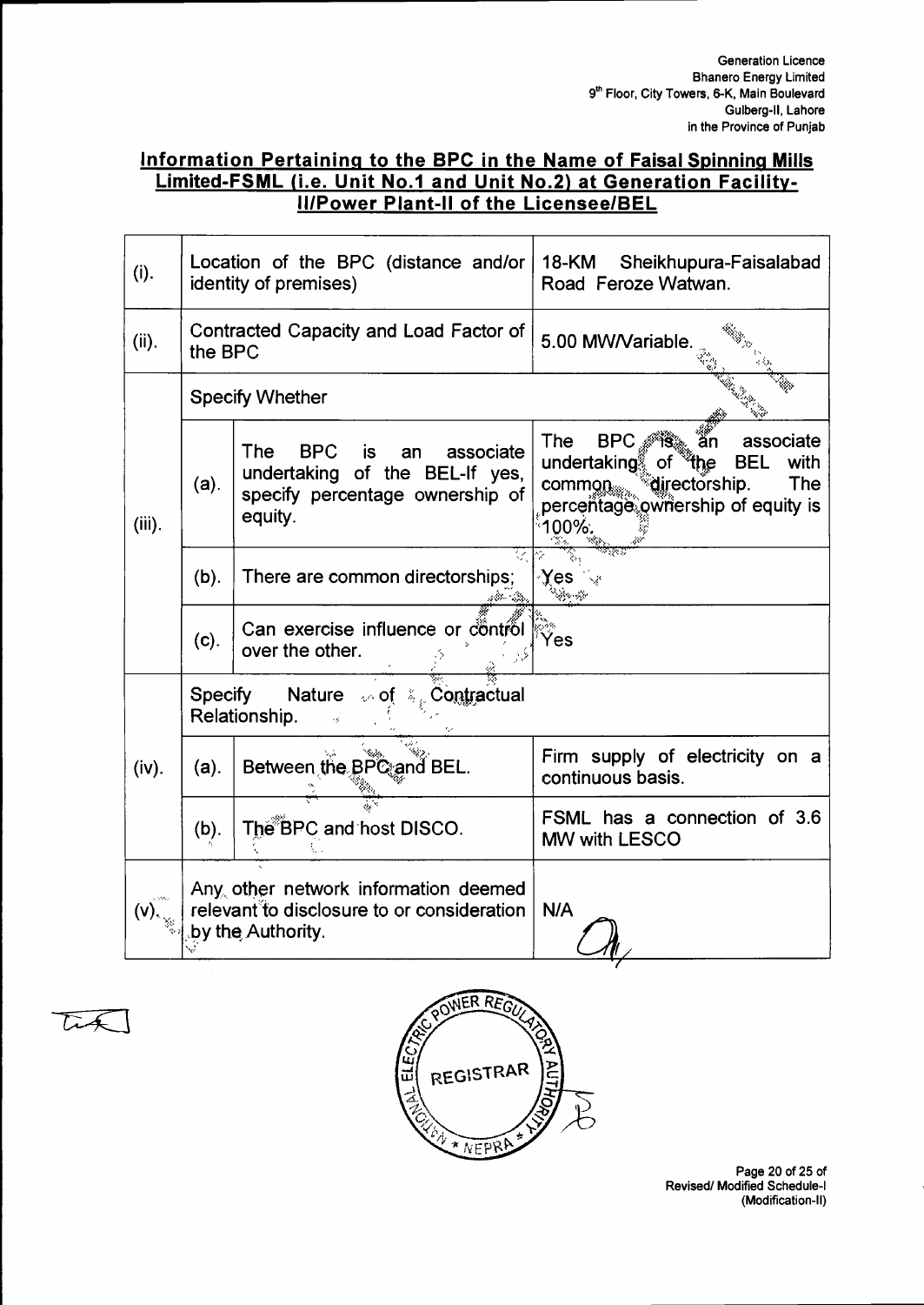## Information Pertaining to the BPC in the Name of Faisal Spinning Mills Limited-FSML (i.e. Unit No.1 and Unit No.2) at Generation Facility-II/Power Plant-II of the Licensee/BEL

| | | | |
|---|---|---|---|
| (i). | Location of the BPC (distance and/or identity of premises) | | 18-KM Sheikhupura-Faisalabad Road Feroze Watwan. |
| (ii). | Contracted Capacity and Load Factor of the BPC | | 5.00 MW/Variable. |
| (iii). | Specify Whether | | |
| | (a). | The BPC is an associate undertaking of the BEL-If yes, specify percentage ownership of equity. | The BPC is an associate undertaking of the BEL with common directorship. The percentage ownership of equity is 100%. |
| | (b). | There are common directorships; | Yes |
| | (c). | Can exercise influence or control over the other. | Yes |
| (iv). | Specify Nature of Contractual Relationship. | | |
| | (a). | Between the BPC and BEL. | Firm supply of electricity on a continuous basis. |
| | (b). | The BPC and host DISCO. | FSML has a connection of 3.6 MW with LESCO |
| (v). | Any other network information deemed relevant to disclosure to or consideration by the Authority. | | N/A |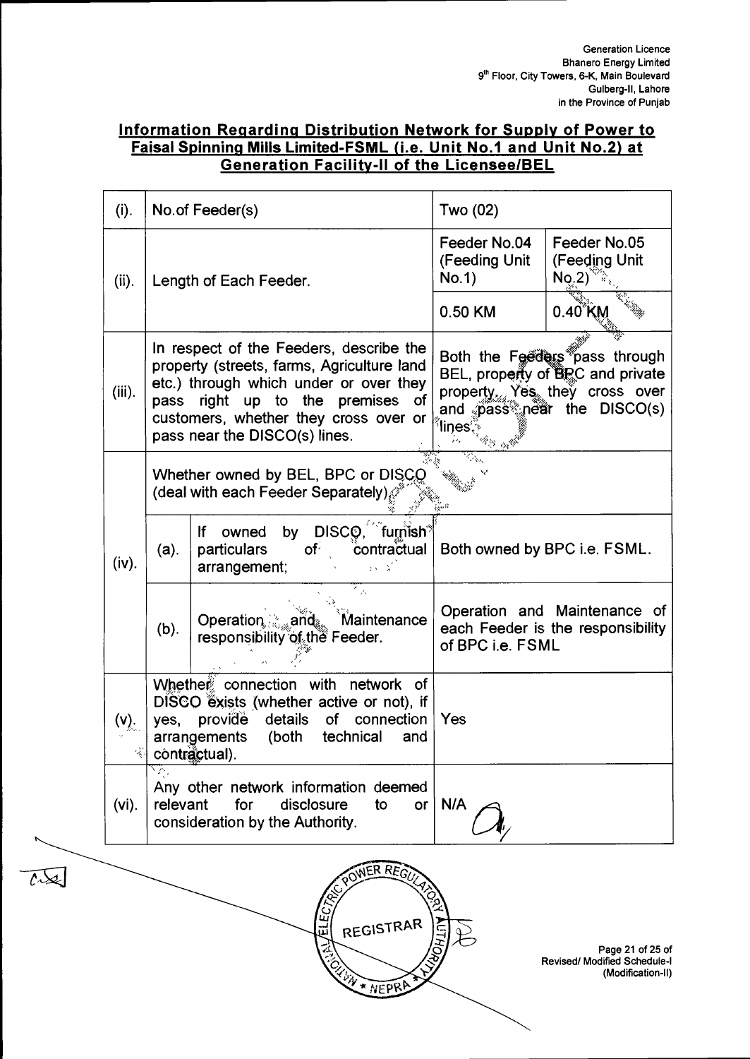## Information Regarding Distribution Network for Supply of Power to Faisal Spinning Mills Limited-FSML (i.e. Unit No.1 and Unit No.2) at Generation Facility-II of the Licensee/BEL

| (i). | No.of Feeder(s) | | Two (02) | |
|---|---|---|---|---|
| (ii). | Length of Each Feeder. | | Feeder No.04 (Feeding Unit No.1) | Feeder No.05 (Feeding Unit No.2) |
| | | | 0.50 KM | 0.40 KM |
| (iii). | In respect of the Feeders, describe the property (streets, farms, Agriculture land etc.) through which under or over they pass right up to the premises of customers, whether they cross over or pass near the DISCO(s) lines. | | Both the Feeders pass through BEL, property of BPC and private property. Yes, they cross over and pass near the DISCO(s) lines. | |
| (iv). | Whether owned by BEL, BPC or DISCO (deal with each Feeder Separately) | | | |
| | (a). | If owned by DISCO, furnish particulars of contractual arrangement; | Both owned by BPC i.e. FSML. | |
| | (b). | Operation and Maintenance responsibility of the Feeder. | Operation and Maintenance of each Feeder is the responsibility of BPC i.e. FSML | |
| (v). | Whether connection with network of DISCO exists (whether active or not), if yes, provide details of connection arrangements (both technical and contractual). | | Yes | |
| (vi). | Any other network information deemed relevant for disclosure to or consideration by the Authority. | | N/A | |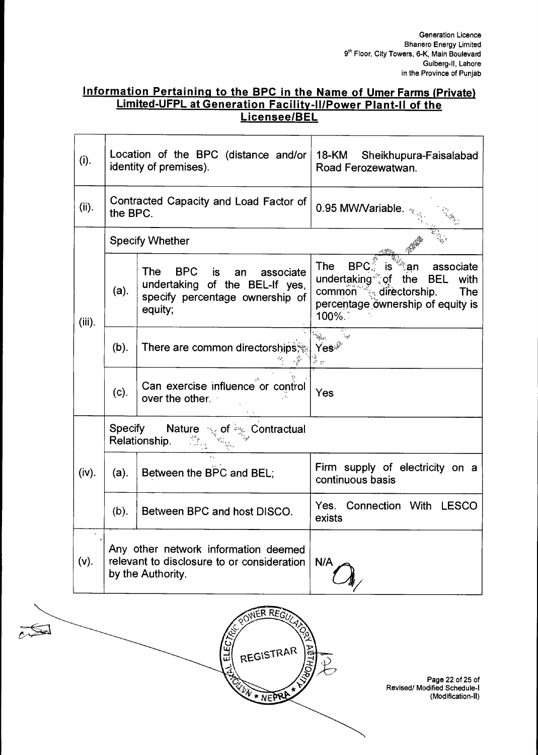Generation Licence
Bhanero Energy Limited
9th Floor, City Towers, 6-K, Main Boulevard
Gulberg-II, Lahore
in the Province of Punjab

## Information Pertaining to the BPC in the Name of Umer Farms (Private) Limited-UFPL at Generation Facility-II/Power Plant-II of the Licensee/BEL

| | | | |
|---|---|---|---|
| (i). | Location of the BPC (distance and/or identity of premises). | | 18-KM Sheikhupura-Faisalabad Road Ferozewatwan. |
| (ii). | Contracted Capacity and Load Factor of the BPC. | | 0.95 MW/Variable. |
| (iii). | Specify Whether | | |
| | (a). | The BPC is an associate undertaking of the BEL-If yes, specify percentage ownership of equity; | The BPC is an associate undertaking of the BEL with common directorship. The percentage ownership of equity is 100%. |
| | (b). | There are common directorships; | Yes |
| | (c). | Can exercise influence or control over the other. | Yes |
| (iv). | Specify Nature of Contractual Relationship. | | |
| | (a). | Between the BPC and BEL; | Firm supply of electricity on a continuous basis |
| | (b). | Between BPC and host DISCO. | Yes. Connection With LESCO exists |
| (v). | Any other network information deemed relevant to disclosure to or consideration by the Authority. | | N/A |

REGISTRAR
NEPRA

Page 22 of 25 of
Revised/ Modified Schedule-I
(Modification-II)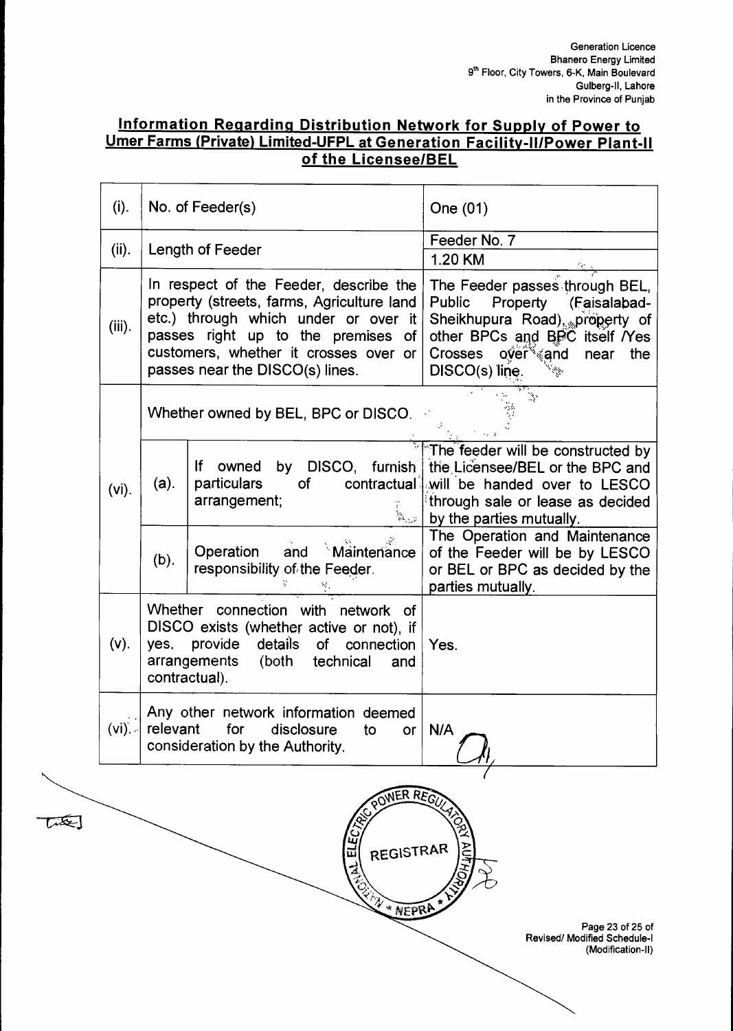Generation Licence
Bhanero Energy Limited
9[th] Floor, City Towers, 6-K, Main Boulevard
Gulberg-II, Lahore
in the Province of Punjab

## Information Regarding Distribution Network for Supply of Power to Umer Farms (Private) Limited-UFPL at Generation Facility-II/Power Plant-II of the Licensee/BEL

| | | | |
|---|---|---|---|
| (i). | No. of Feeder(s) | | One (01) |
| (ii). | Length of Feeder | | Feeder No. 7<br>1.20 KM |
| (iii). | In respect of the Feeder, describe the property (streets, farms, Agriculture land etc.) through which under or over it passes right up to the premises of customers, whether it crosses over or passes near the DISCO(s) lines. | | The Feeder passes through BEL, Public Property (Faisalabad-Sheikhupura Road), property of other BPCs and BPC itself /Yes Crosses over and near the DISCO(s) line. |
| (vi). | Whether owned by BEL, BPC or DISCO. | | |
| | (a). | If owned by DISCO, furnish particulars of contractual arrangement; | The feeder will be constructed by the Licensee/BEL or the BPC and will be handed over to LESCO through sale or lease as decided by the parties mutually. |
| | (b). | Operation and Maintenance responsibility of the Feeder. | The Operation and Maintenance of the Feeder will be by LESCO or BEL or BPC as decided by the parties mutually. |
| (v). | Whether connection with network of DISCO exists (whether active or not), if yes, provide details of connection arrangements (both technical and contractual). | | Yes. |
| (vi). | Any other network information deemed relevant for disclosure to or consideration by the Authority. | | N/A |

Revised/ Modified Schedule-I
(Modification-II)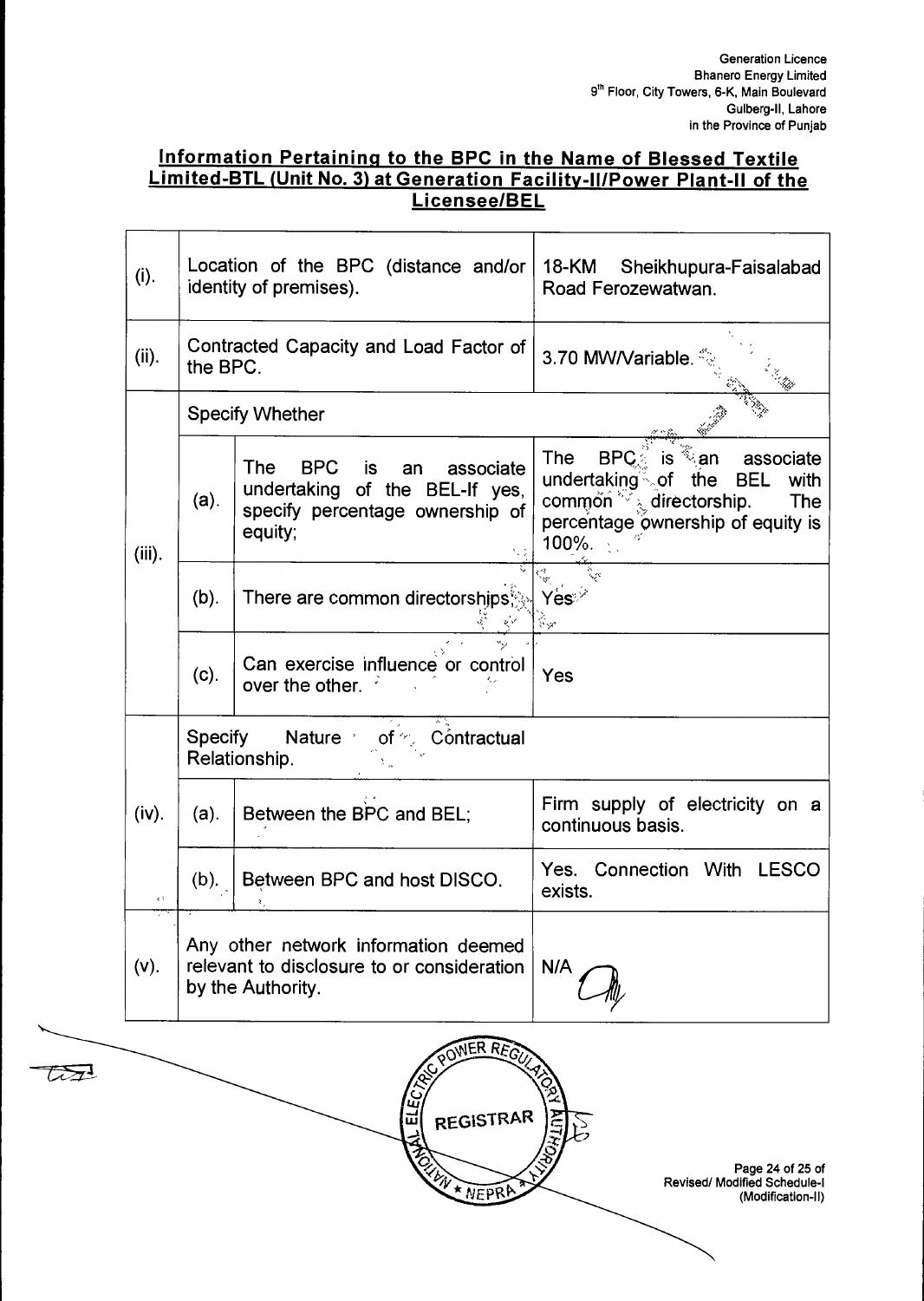## Information Pertaining to the BPC in the Name of Blessed Textile Limited-BTL (Unit No. 3) at Generation Facility-II/Power Plant-II of the Licensee/BEL

| | | | |
|---|---|---|---|
| (i). | Location of the BPC (distance and/or identity of premises). | | 18-KM Sheikhupura-Faisalabad Road Ferozewatwan. |
| (ii). | Contracted Capacity and Load Factor of the BPC. | | 3.70 MW/Variable. |
| (iii). | Specify Whether | | |
| | (a). | The BPC is an associate undertaking of the BEL-If yes, specify percentage ownership of equity; | The BPC is an associate undertaking of the BEL with common directorship. The percentage ownership of equity is 100%. |
| | (b). | There are common directorships; | Yes |
| | (c). | Can exercise influence or control over the other. | Yes |
| (iv). | Specify Nature of Contractual Relationship. | | |
| | (a). | Between the BPC and BEL; | Firm supply of electricity on a continuous basis. |
| | (b). | Between BPC and host DISCO. | Yes. Connection With LESCO exists. |
| (v). | Any other network information deemed relevant to disclosure to or consideration by the Authority. | | N/A |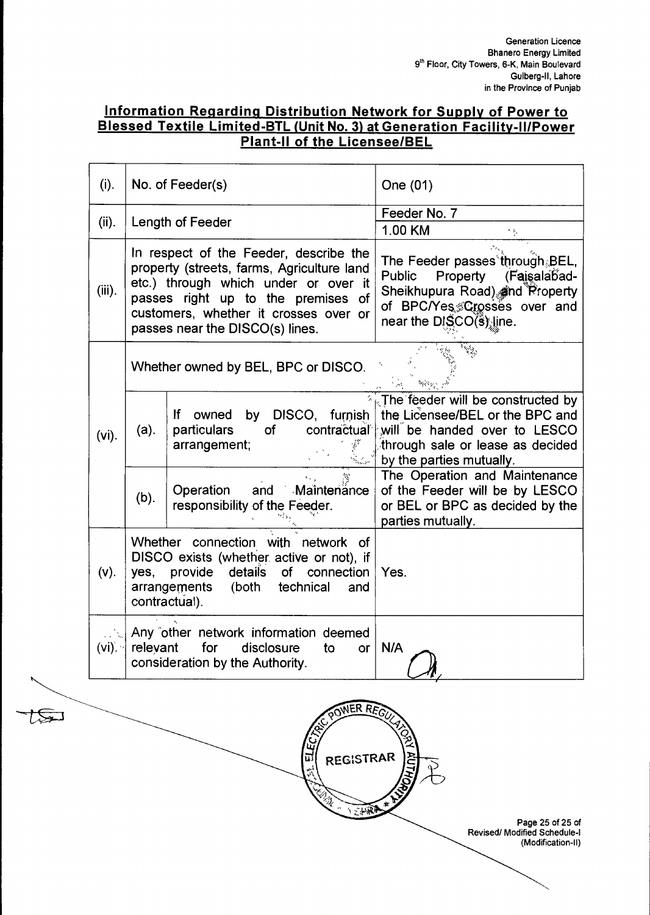Generation Licence
Bhanero Energy Limited
9th Floor, City Towers, 6-K, Main Boulevard
Gulberg-II, Lahore
in the Province of Punjab

## Information Regarding Distribution Network for Supply of Power to Blessed Textile Limited-BTL (Unit No. 3) at Generation Facility-II/Power Plant-II of the Licensee/BEL

| | | | |
|---|---|---|---|
| (i). | No. of Feeder(s) | | One (01) |
| (ii). | Length of Feeder | | Feeder No. 7<br>1.00 KM |
| (iii). | In respect of the Feeder, describe the property (streets, farms, Agriculture land etc.) through which under or over it passes right up to the premises of customers, whether it crosses over or passes near the DISCO(s) lines. | | The Feeder passes through BEL, Public Property (Faisalabad-Sheikhupura Road) and Property of BPC/Yes Crosses over and near the DISCO(s) line. |
| (vi). | Whether owned by BEL, BPC or DISCO. | | |
| | (a). | If owned by DISCO, furnish particulars of contractual arrangement; | The feeder will be constructed by the Licensee/BEL or the BPC and will be handed over to LESCO through sale or lease as decided by the parties mutually. |
| | (b). | Operation and Maintenance responsibility of the Feeder. | The Operation and Maintenance of the Feeder will be by LESCO or BEL or BPC as decided by the parties mutually. |
| (v). | Whether connection with network of DISCO exists (whether active or not), if yes, provide details of connection arrangements (both technical and contractual). | | Yes. |
| (vi). | Any other network information deemed relevant for disclosure to or consideration by the Authority. | | N/A |

REGISTRAR

Revised/ Modified Schedule-I
(Modification-II)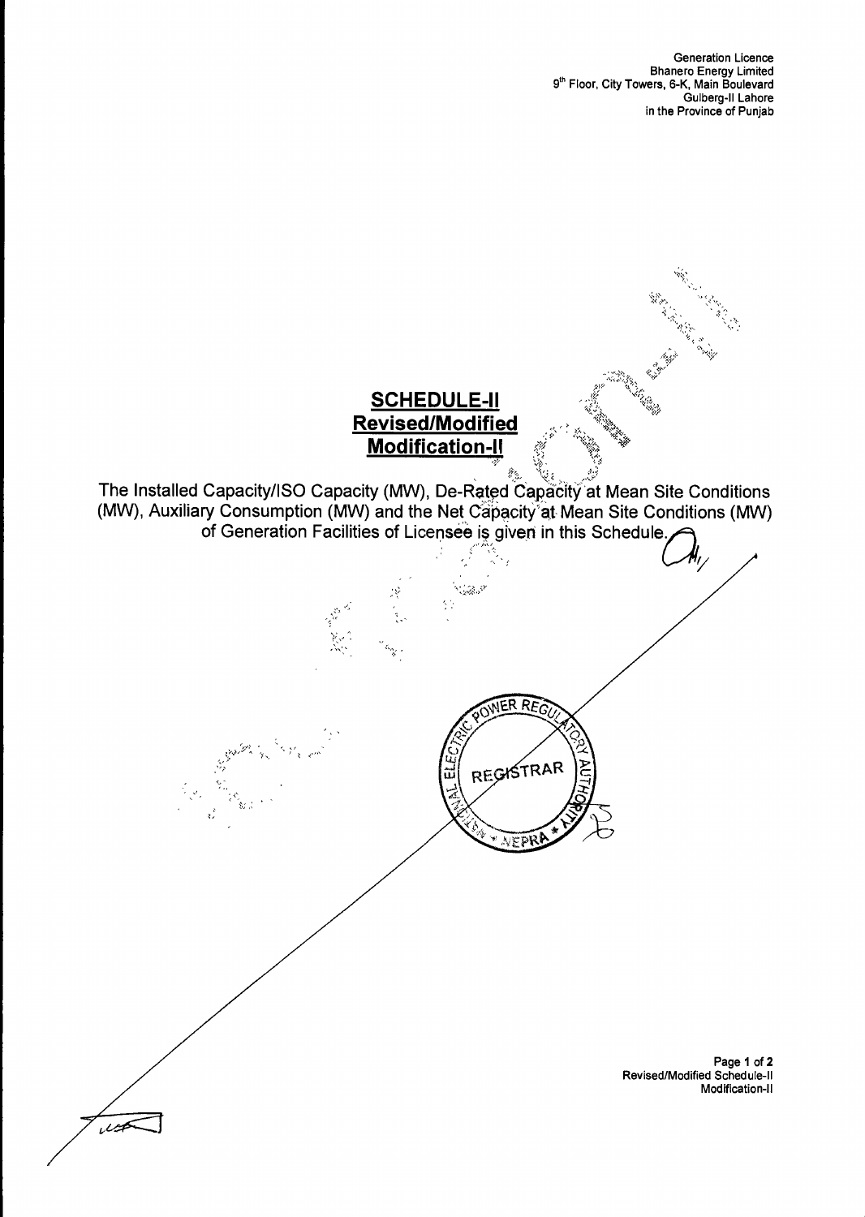Generation Licence
Bhanero Energy Limited
9[th] Floor, City Towers, 6-K, Main Boulevard
Gulberg-II Lahore
in the Province of Punjab

# SCHEDULE-II
## Revised/Modified
## Modification-II

The Installed Capacity/ISO Capacity (MW), De-Rated Capacity at Mean Site Conditions (MW), Auxiliary Consumption (MW) and the Net Capacity at Mean Site Conditions (MW) of Generation Facilities of Licensee is given in this Schedule.

NATIONAL ELECTRIC POWER REGULATORY AUTHORITY
REGISTRAR
NEPRA

Revised/Modified Schedule-II
Modification-II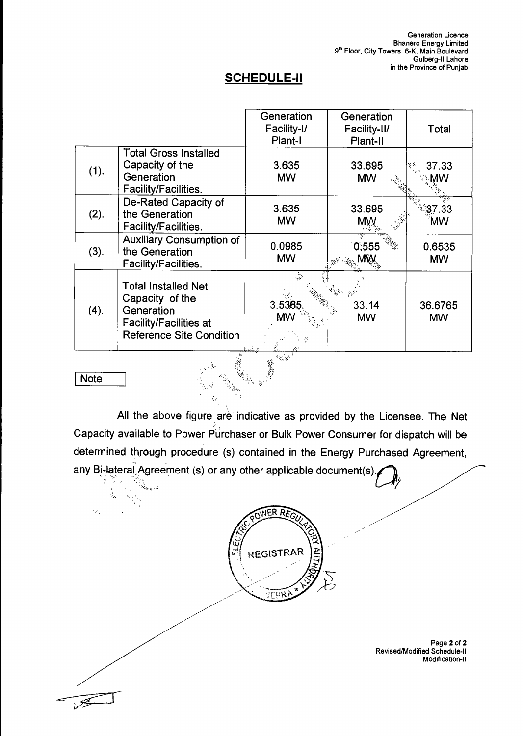Generation Licence
Bhanero Energy Limited
9th Floor, City Towers, 6-K, Main Boulevard
Gulberg-II Lahore
in the Province of Punjab

## SCHEDULE-II

| | | Generation Facility-I/ Plant-I | Generation Facility-II/ Plant-II | Total |
|---|---|---|---|---|
| (1). | Total Gross Installed Capacity of the Generation Facility/Facilities. | 3.635 MW | 33.695 MW | 37.33 MW |
| (2). | De-Rated Capacity of the Generation Facility/Facilities. | 3.635 MW | 33.695 MW | 37.33 MW |
| (3). | Auxiliary Consumption of the Generation Facility/Facilities. | 0.0985 MW | 0.555 MW | 0.6535 MW |
| (4). | Total Installed Net Capacity of the Generation Facility/Facilities at Reference Site Condition | 3.5365 MW | 33.14 MW | 36.6765 MW |

**Note**

All the above figure are indicative as provided by the Licensee. The Net Capacity available to Power Purchaser or Bulk Power Consumer for dispatch will be determined through procedure (s) contained in the Energy Purchased Agreement, any Bi-lateral Agreement (s) or any other applicable document(s).

Revised/Modified Schedule-II
Modification-II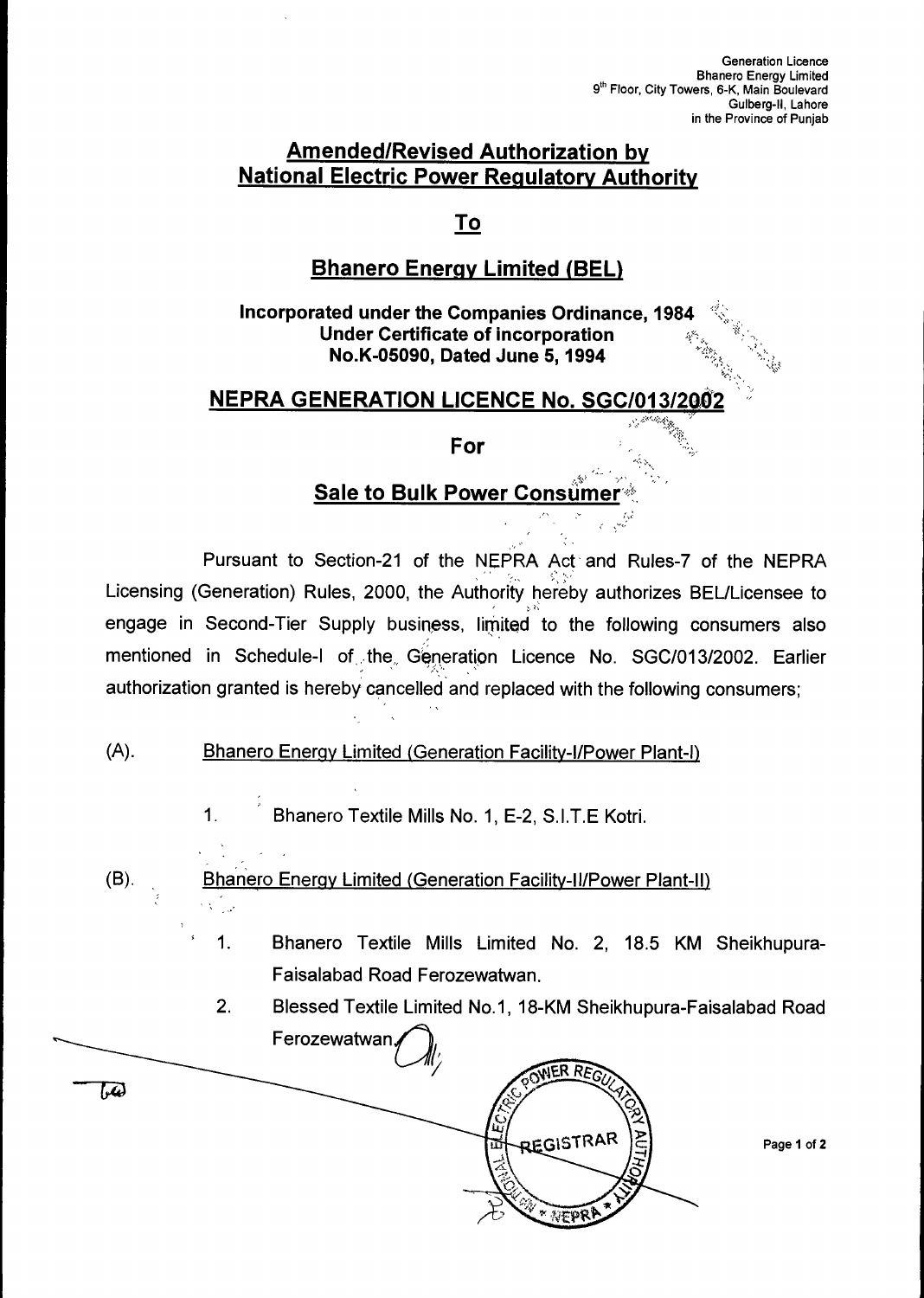Generation Licence
Bhanero Energy Limited
9th Floor, City Towers, 6-K, Main Boulevard
Gulberg-II, Lahore
in the Province of Punjab

# Amended/Revised Authorization by National Electric Power Regulatory Authority

## To

## Bhanero Energy Limited (BEL)

**Incorporated under the Companies Ordinance, 1984**
**Under Certificate of incorporation**
**No.K-05090, Dated June 5, 1994**

## NEPRA GENERATION LICENCE No. SGC/013/2002

## For

## Sale to Bulk Power Consumer

Pursuant to Section-21 of the NEPRA Act and Rules-7 of the NEPRA Licensing (Generation) Rules, 2000, the Authority hereby authorizes BEL/Licensee to engage in Second-Tier Supply business, limited to the following consumers also mentioned in Schedule-I of the Generation Licence No. SGC/013/2002. Earlier authorization granted is hereby cancelled and replaced with the following consumers;

(A). Bhanero Energy Limited (Generation Facility-I/Power Plant-I)

1. Bhanero Textile Mills No. 1, E-2, S.I.T.E Kotri.

(B). Bhanero Energy Limited (Generation Facility-II/Power Plant-II)

1. Bhanero Textile Mills Limited No. 2, 18.5 KM Sheikhupura-Faisalabad Road Ferozewatwan.
2. Blessed Textile Limited No.1, 18-KM Sheikhupura-Faisalabad Road Ferozewatwan.

REGISTRAR
NATIONAL ELECTRIC POWER REGULATORY AUTHORITY
NEPRA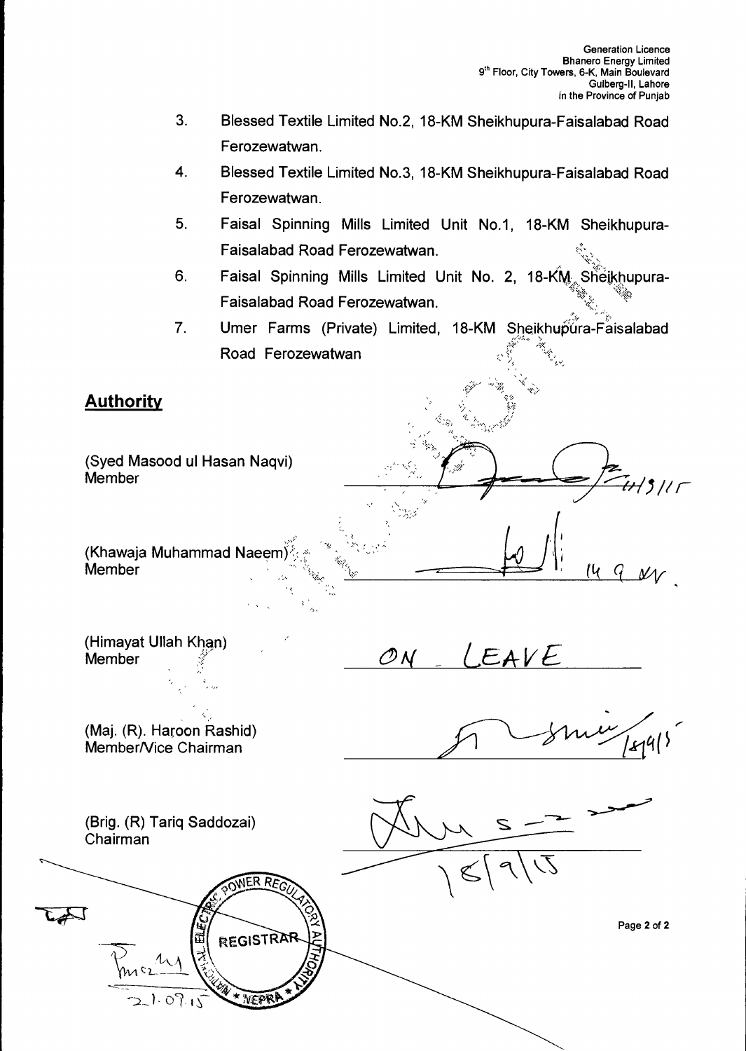3. Blessed Textile Limited No.2, 18-KM Sheikhupura-Faisalabad Road Ferozewatwan.
4. Blessed Textile Limited No.3, 18-KM Sheikhupura-Faisalabad Road Ferozewatwan.
5. Faisal Spinning Mills Limited Unit No.1, 18-KM Sheikhupura-Faisalabad Road Ferozewatwan.
6. Faisal Spinning Mills Limited Unit No. 2, 18-KM Sheikhupura-Faisalabad Road Ferozewatwan.
7. Umer Farms (Private) Limited, 18-KM Sheikhupura-Faisalabad Road Ferozewatwan

## Authority

(Syed Masood ul Hasan Naqvi)
Member

14/9/15

(Khawaja Muhammad Naeem)
Member

14 9 15

(Himayat Ullah Khan)
Member

ON LEAVE

(Maj. (R). Haroon Rashid)
Member/Vice Chairman

18/9/15

(Brig. (R) Tariq Saddozai)
Chairman

18/9/15

REGISTRAR
NATIONAL ELECTRIC POWER REGULATORY AUTHORITY
NEPRA

21.09.15